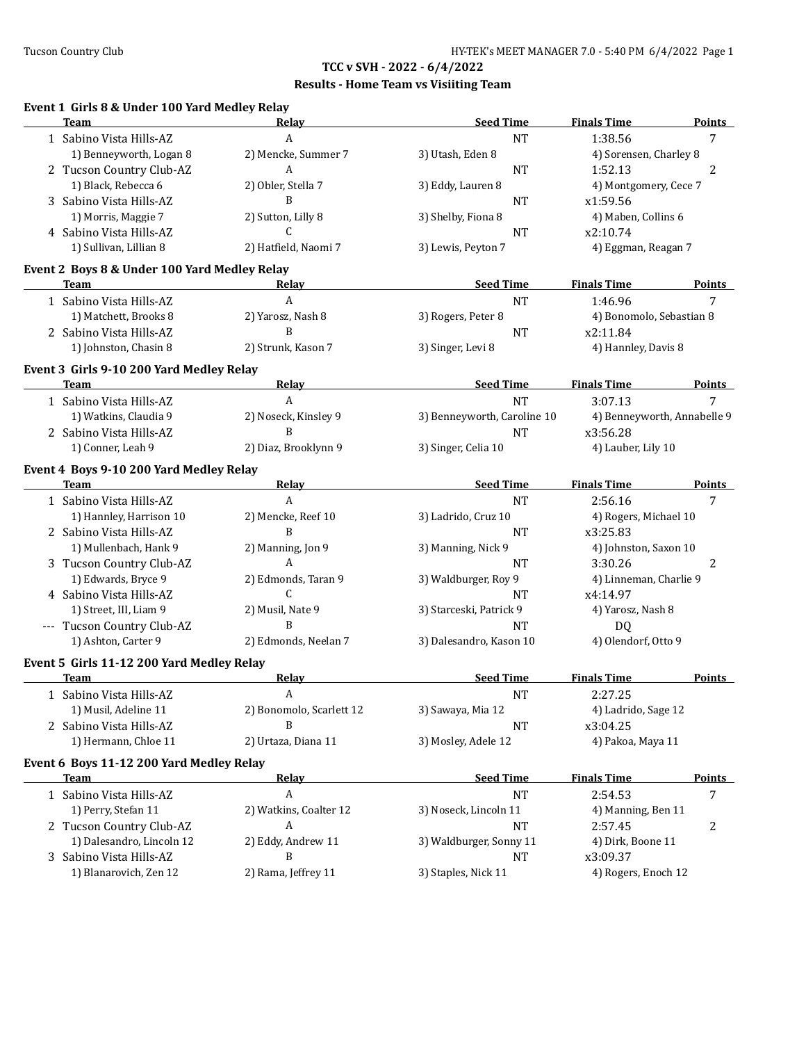**TCC v SVH - 2022 - 6/4/2022**

**Results - Home Team vs Visiiting Team**

### Event 1 Girls 8 & Under 100 Yard Medley Relay

| | Team | Relay | Seed Time | Finals Time | Points |
|---|---|---|---|---|---|
| 1 | Sabino Vista Hills-AZ | A | NT | 1:38.56 | 7 |
| | 1) Benneyworth, Logan 8 | 2) Mencke, Summer 7 | 3) Utash, Eden 8 | 4) Sorensen, Charley 8 | |
| 2 | Tucson Country Club-AZ | A | NT | 1:52.13 | 2 |
| | 1) Black, Rebecca 6 | 2) Obler, Stella 7 | 3) Eddy, Lauren 8 | 4) Montgomery, Cece 7 | |
| 3 | Sabino Vista Hills-AZ | B | NT | x1:59.56 | |
| | 1) Morris, Maggie 7 | 2) Sutton, Lilly 8 | 3) Shelby, Fiona 8 | 4) Maben, Collins 6 | |
| 4 | Sabino Vista Hills-AZ | C | NT | x2:10.74 | |
| | 1) Sullivan, Lillian 8 | 2) Hatfield, Naomi 7 | 3) Lewis, Peyton 7 | 4) Eggman, Reagan 7 | |

### Event 2 Boys 8 & Under 100 Yard Medley Relay

| | Team | Relay | Seed Time | Finals Time | Points |
|---|---|---|---|---|---|
| 1 | Sabino Vista Hills-AZ | A | NT | 1:46.96 | 7 |
| | 1) Matchett, Brooks 8 | 2) Yarosz, Nash 8 | 3) Rogers, Peter 8 | 4) Bonomolo, Sebastian 8 | |
| 2 | Sabino Vista Hills-AZ | B | NT | x2:11.84 | |
| | 1) Johnston, Chasin 8 | 2) Strunk, Kason 7 | 3) Singer, Levi 8 | 4) Hannley, Davis 8 | |

### Event 3 Girls 9-10 200 Yard Medley Relay

| | Team | Relay | Seed Time | Finals Time | Points |
|---|---|---|---|---|---|
| 1 | Sabino Vista Hills-AZ | A | NT | 3:07.13 | 7 |
| | 1) Watkins, Claudia 9 | 2) Noseck, Kinsley 9 | 3) Benneyworth, Caroline 10 | 4) Benneyworth, Annabelle 9 | |
| 2 | Sabino Vista Hills-AZ | B | NT | x3:56.28 | |
| | 1) Conner, Leah 9 | 2) Diaz, Brooklynn 9 | 3) Singer, Celia 10 | 4) Lauber, Lily 10 | |

### Event 4 Boys 9-10 200 Yard Medley Relay

| | Team | Relay | Seed Time | Finals Time | Points |
|---|---|---|---|---|---|
| 1 | Sabino Vista Hills-AZ | A | NT | 2:56.16 | 7 |
| | 1) Hannley, Harrison 10 | 2) Mencke, Reef 10 | 3) Ladrido, Cruz 10 | 4) Rogers, Michael 10 | |
| 2 | Sabino Vista Hills-AZ | B | NT | x3:25.83 | |
| | 1) Mullenbach, Hank 9 | 2) Manning, Jon 9 | 3) Manning, Nick 9 | 4) Johnston, Saxon 10 | |
| 3 | Tucson Country Club-AZ | A | NT | 3:30.26 | 2 |
| | 1) Edwards, Bryce 9 | 2) Edmonds, Taran 9 | 3) Waldburger, Roy 9 | 4) Linneman, Charlie 9 | |
| 4 | Sabino Vista Hills-AZ | C | NT | x4:14.97 | |
| | 1) Street, III, Liam 9 | 2) Musil, Nate 9 | 3) Starceski, Patrick 9 | 4) Yarosz, Nash 8 | |
| --- | Tucson Country Club-AZ | B | NT | DQ | |
| | 1) Ashton, Carter 9 | 2) Edmonds, Neelan 7 | 3) Dalesandro, Kason 10 | 4) Olendorf, Otto 9 | |

### Event 5 Girls 11-12 200 Yard Medley Relay

| | Team | Relay | Seed Time | Finals Time | Points |
|---|---|---|---|---|---|
| 1 | Sabino Vista Hills-AZ | A | NT | 2:27.25 | |
| | 1) Musil, Adeline 11 | 2) Bonomolo, Scarlett 12 | 3) Sawaya, Mia 12 | 4) Ladrido, Sage 12 | |
| 2 | Sabino Vista Hills-AZ | B | NT | x3:04.25 | |
| | 1) Hermann, Chloe 11 | 2) Urtaza, Diana 11 | 3) Mosley, Adele 12 | 4) Pakoa, Maya 11 | |

### Event 6 Boys 11-12 200 Yard Medley Relay

| | Team | Relay | Seed Time | Finals Time | Points |
|---|---|---|---|---|---|
| 1 | Sabino Vista Hills-AZ | A | NT | 2:54.53 | 7 |
| | 1) Perry, Stefan 11 | 2) Watkins, Coalter 12 | 3) Noseck, Lincoln 11 | 4) Manning, Ben 11 | |
| 2 | Tucson Country Club-AZ | A | NT | 2:57.45 | 2 |
| | 1) Dalesandro, Lincoln 12 | 2) Eddy, Andrew 11 | 3) Waldburger, Sonny 11 | 4) Dirk, Boone 11 | |
| 3 | Sabino Vista Hills-AZ | B | NT | x3:09.37 | |
| | 1) Blanarovich, Zen 12 | 2) Rama, Jeffrey 11 | 3) Staples, Nick 11 | 4) Rogers, Enoch 12 | |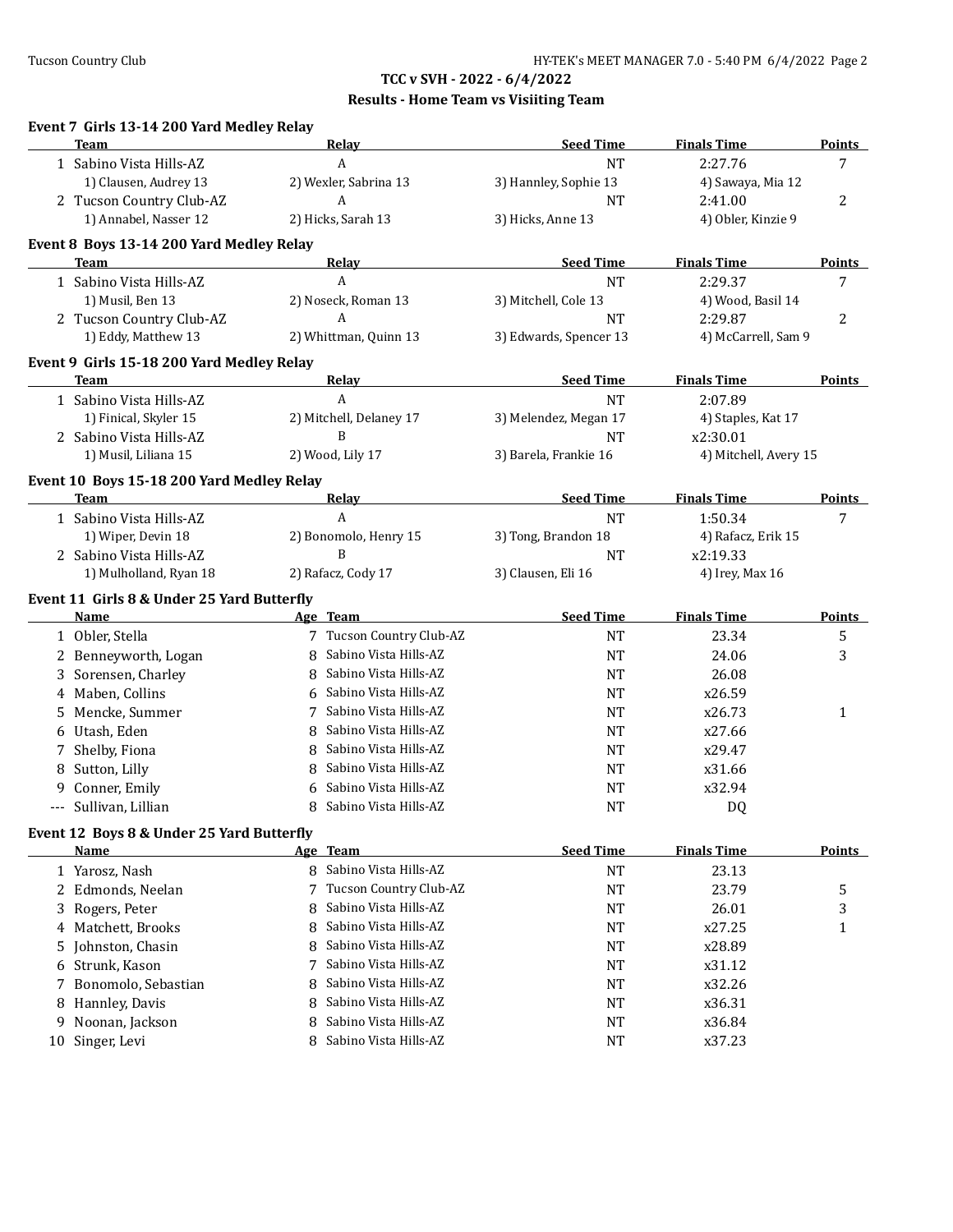**TCC v SVH - 2022 - 6/4/2022**

**Results - Home Team vs Visiiting Team**

### Event 7 Girls 13-14 200 Yard Medley Relay

| | Team | Relay | Seed Time | Finals Time | Points |
|---|---|---|---|---|---|
| 1 | Sabino Vista Hills-AZ | A | NT | 2:27.76 | 7 |
| | 1) Clausen, Audrey 13 | 2) Wexler, Sabrina 13 | 3) Hannley, Sophie 13 | 4) Sawaya, Mia 12 | |
| 2 | Tucson Country Club-AZ | A | NT | 2:41.00 | 2 |
| | 1) Annabel, Nasser 12 | 2) Hicks, Sarah 13 | 3) Hicks, Anne 13 | 4) Obler, Kinzie 9 | |

### Event 8 Boys 13-14 200 Yard Medley Relay

| | Team | Relay | Seed Time | Finals Time | Points |
|---|---|---|---|---|---|
| 1 | Sabino Vista Hills-AZ | A | NT | 2:29.37 | 7 |
| | 1) Musil, Ben 13 | 2) Noseck, Roman 13 | 3) Mitchell, Cole 13 | 4) Wood, Basil 14 | |
| 2 | Tucson Country Club-AZ | A | NT | 2:29.87 | 2 |
| | 1) Eddy, Matthew 13 | 2) Whittman, Quinn 13 | 3) Edwards, Spencer 13 | 4) McCarrell, Sam 9 | |

### Event 9 Girls 15-18 200 Yard Medley Relay

| | Team | Relay | Seed Time | Finals Time | Points |
|---|---|---|---|---|---|
| 1 | Sabino Vista Hills-AZ | A | NT | 2:07.89 | |
| | 1) Finical, Skyler 15 | 2) Mitchell, Delaney 17 | 3) Melendez, Megan 17 | 4) Staples, Kat 17 | |
| 2 | Sabino Vista Hills-AZ | B | NT | x2:30.01 | |
| | 1) Musil, Liliana 15 | 2) Wood, Lily 17 | 3) Barela, Frankie 16 | 4) Mitchell, Avery 15 | |

### Event 10 Boys 15-18 200 Yard Medley Relay

| | Team | Relay | Seed Time | Finals Time | Points |
|---|---|---|---|---|---|
| 1 | Sabino Vista Hills-AZ | A | NT | 1:50.34 | 7 |
| | 1) Wiper, Devin 18 | 2) Bonomolo, Henry 15 | 3) Tong, Brandon 18 | 4) Rafacz, Erik 15 | |
| 2 | Sabino Vista Hills-AZ | B | NT | x2:19.33 | |
| | 1) Mulholland, Ryan 18 | 2) Rafacz, Cody 17 | 3) Clausen, Eli 16 | 4) Irey, Max 16 | |

### Event 11 Girls 8 & Under 25 Yard Butterfly

| | Name | Age | Team | Seed Time | Finals Time | Points |
|---|---|---|---|---|---|---|
| 1 | Obler, Stella | 7 | Tucson Country Club-AZ | NT | 23.34 | 5 |
| 2 | Benneyworth, Logan | 8 | Sabino Vista Hills-AZ | NT | 24.06 | 3 |
| 3 | Sorensen, Charley | 8 | Sabino Vista Hills-AZ | NT | 26.08 | |
| 4 | Maben, Collins | 6 | Sabino Vista Hills-AZ | NT | x26.59 | |
| 5 | Mencke, Summer | 7 | Sabino Vista Hills-AZ | NT | x26.73 | 1 |
| 6 | Utash, Eden | 8 | Sabino Vista Hills-AZ | NT | x27.66 | |
| 7 | Shelby, Fiona | 8 | Sabino Vista Hills-AZ | NT | x29.47 | |
| 8 | Sutton, Lilly | 8 | Sabino Vista Hills-AZ | NT | x31.66 | |
| 9 | Conner, Emily | 6 | Sabino Vista Hills-AZ | NT | x32.94 | |
| --- | Sullivan, Lillian | 8 | Sabino Vista Hills-AZ | NT | DQ | |

### Event 12 Boys 8 & Under 25 Yard Butterfly

| | Name | Age | Team | Seed Time | Finals Time | Points |
|---|---|---|---|---|---|---|
| 1 | Yarosz, Nash | 8 | Sabino Vista Hills-AZ | NT | 23.13 | |
| 2 | Edmonds, Neelan | 7 | Tucson Country Club-AZ | NT | 23.79 | 5 |
| 3 | Rogers, Peter | 8 | Sabino Vista Hills-AZ | NT | 26.01 | 3 |
| 4 | Matchett, Brooks | 8 | Sabino Vista Hills-AZ | NT | x27.25 | 1 |
| 5 | Johnston, Chasin | 8 | Sabino Vista Hills-AZ | NT | x28.89 | |
| 6 | Strunk, Kason | 7 | Sabino Vista Hills-AZ | NT | x31.12 | |
| 7 | Bonomolo, Sebastian | 8 | Sabino Vista Hills-AZ | NT | x32.26 | |
| 8 | Hannley, Davis | 8 | Sabino Vista Hills-AZ | NT | x36.31 | |
| 9 | Noonan, Jackson | 8 | Sabino Vista Hills-AZ | NT | x36.84 | |
| 10 | Singer, Levi | 8 | Sabino Vista Hills-AZ | NT | x37.23 | |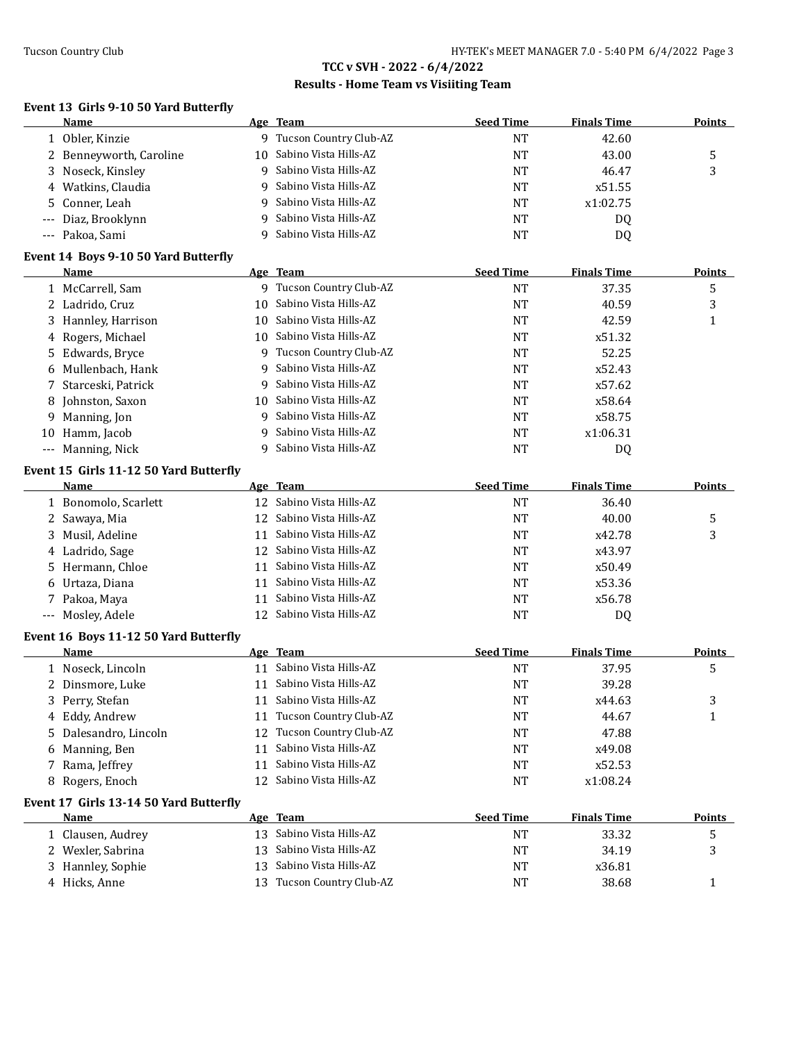## TCC v SVH - 2022 - 6/4/2022

### Results - Home Team vs Visiiting Team

#### Event 13 Girls 9-10 50 Yard Butterfly

| | Name | Age | Team | Seed Time | Finals Time | Points |
|---|---|---|---|---|---|---|
| 1 | Obler, Kinzie | 9 | Tucson Country Club-AZ | NT | 42.60 | |
| 2 | Benneyworth, Caroline | 10 | Sabino Vista Hills-AZ | NT | 43.00 | 5 |
| 3 | Noseck, Kinsley | 9 | Sabino Vista Hills-AZ | NT | 46.47 | 3 |
| 4 | Watkins, Claudia | 9 | Sabino Vista Hills-AZ | NT | x51.55 | |
| 5 | Conner, Leah | 9 | Sabino Vista Hills-AZ | NT | x1:02.75 | |
| --- | Diaz, Brooklynn | 9 | Sabino Vista Hills-AZ | NT | DQ | |
| --- | Pakoa, Sami | 9 | Sabino Vista Hills-AZ | NT | DQ | |

#### Event 14 Boys 9-10 50 Yard Butterfly

| | Name | Age | Team | Seed Time | Finals Time | Points |
|---|---|---|---|---|---|---|
| 1 | McCarrell, Sam | 9 | Tucson Country Club-AZ | NT | 37.35 | 5 |
| 2 | Ladrido, Cruz | 10 | Sabino Vista Hills-AZ | NT | 40.59 | 3 |
| 3 | Hannley, Harrison | 10 | Sabino Vista Hills-AZ | NT | 42.59 | 1 |
| 4 | Rogers, Michael | 10 | Sabino Vista Hills-AZ | NT | x51.32 | |
| 5 | Edwards, Bryce | 9 | Tucson Country Club-AZ | NT | 52.25 | |
| 6 | Mullenbach, Hank | 9 | Sabino Vista Hills-AZ | NT | x52.43 | |
| 7 | Starceski, Patrick | 9 | Sabino Vista Hills-AZ | NT | x57.62 | |
| 8 | Johnston, Saxon | 10 | Sabino Vista Hills-AZ | NT | x58.64 | |
| 9 | Manning, Jon | 9 | Sabino Vista Hills-AZ | NT | x58.75 | |
| 10 | Hamm, Jacob | 9 | Sabino Vista Hills-AZ | NT | x1:06.31 | |
| --- | Manning, Nick | 9 | Sabino Vista Hills-AZ | NT | DQ | |

#### Event 15 Girls 11-12 50 Yard Butterfly

| | Name | Age | Team | Seed Time | Finals Time | Points |
|---|---|---|---|---|---|---|
| 1 | Bonomolo, Scarlett | 12 | Sabino Vista Hills-AZ | NT | 36.40 | |
| 2 | Sawaya, Mia | 12 | Sabino Vista Hills-AZ | NT | 40.00 | 5 |
| 3 | Musil, Adeline | 11 | Sabino Vista Hills-AZ | NT | x42.78 | 3 |
| 4 | Ladrido, Sage | 12 | Sabino Vista Hills-AZ | NT | x43.97 | |
| 5 | Hermann, Chloe | 11 | Sabino Vista Hills-AZ | NT | x50.49 | |
| 6 | Urtaza, Diana | 11 | Sabino Vista Hills-AZ | NT | x53.36 | |
| 7 | Pakoa, Maya | 11 | Sabino Vista Hills-AZ | NT | x56.78 | |
| --- | Mosley, Adele | 12 | Sabino Vista Hills-AZ | NT | DQ | |

#### Event 16 Boys 11-12 50 Yard Butterfly

| | Name | Age | Team | Seed Time | Finals Time | Points |
|---|---|---|---|---|---|---|
| 1 | Noseck, Lincoln | 11 | Sabino Vista Hills-AZ | NT | 37.95 | 5 |
| 2 | Dinsmore, Luke | 11 | Sabino Vista Hills-AZ | NT | 39.28 | |
| 3 | Perry, Stefan | 11 | Sabino Vista Hills-AZ | NT | x44.63 | 3 |
| 4 | Eddy, Andrew | 11 | Tucson Country Club-AZ | NT | 44.67 | 1 |
| 5 | Dalesandro, Lincoln | 12 | Tucson Country Club-AZ | NT | 47.88 | |
| 6 | Manning, Ben | 11 | Sabino Vista Hills-AZ | NT | x49.08 | |
| 7 | Rama, Jeffrey | 11 | Sabino Vista Hills-AZ | NT | x52.53 | |
| 8 | Rogers, Enoch | 12 | Sabino Vista Hills-AZ | NT | x1:08.24 | |

#### Event 17 Girls 13-14 50 Yard Butterfly

| | Name | Age | Team | Seed Time | Finals Time | Points |
|---|---|---|---|---|---|---|
| 1 | Clausen, Audrey | 13 | Sabino Vista Hills-AZ | NT | 33.32 | 5 |
| 2 | Wexler, Sabrina | 13 | Sabino Vista Hills-AZ | NT | 34.19 | 3 |
| 3 | Hannley, Sophie | 13 | Sabino Vista Hills-AZ | NT | x36.81 | |
| 4 | Hicks, Anne | 13 | Tucson Country Club-AZ | NT | 38.68 | 1 |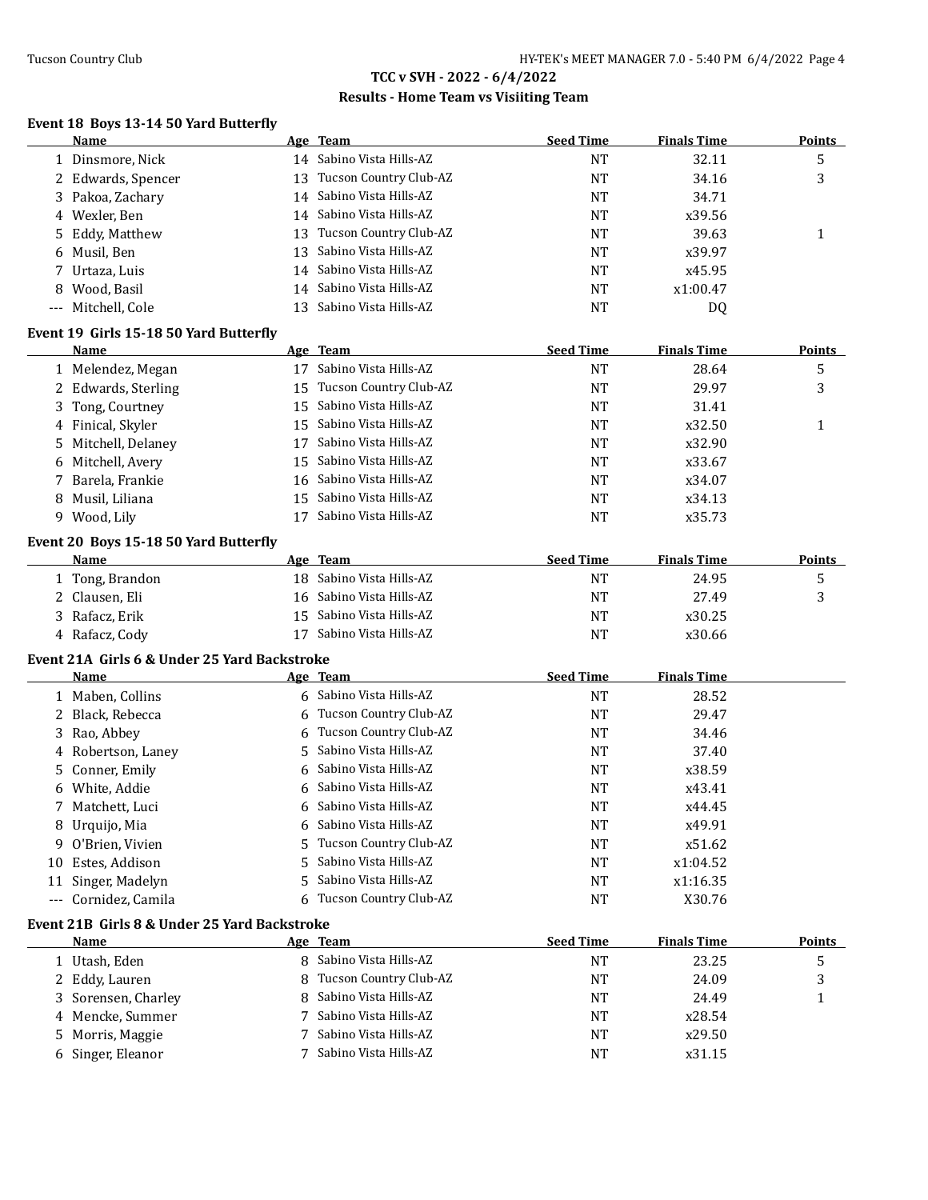## TCC v SVH - 2022 - 6/4/2022

### Results - Home Team vs Visiiting Team

#### Event 18 Boys 13-14 50 Yard Butterfly

| | Name | Age | Team | Seed Time | Finals Time | Points |
|---|---|---|---|---|---|---|
| 1 | Dinsmore, Nick | 14 | Sabino Vista Hills-AZ | NT | 32.11 | 5 |
| 2 | Edwards, Spencer | 13 | Tucson Country Club-AZ | NT | 34.16 | 3 |
| 3 | Pakoa, Zachary | 14 | Sabino Vista Hills-AZ | NT | 34.71 | |
| 4 | Wexler, Ben | 14 | Sabino Vista Hills-AZ | NT | x39.56 | |
| 5 | Eddy, Matthew | 13 | Tucson Country Club-AZ | NT | 39.63 | 1 |
| 6 | Musil, Ben | 13 | Sabino Vista Hills-AZ | NT | x39.97 | |
| 7 | Urtaza, Luis | 14 | Sabino Vista Hills-AZ | NT | x45.95 | |
| 8 | Wood, Basil | 14 | Sabino Vista Hills-AZ | NT | x1:00.47 | |
| --- | Mitchell, Cole | 13 | Sabino Vista Hills-AZ | NT | DQ | |

#### Event 19 Girls 15-18 50 Yard Butterfly

| | Name | Age | Team | Seed Time | Finals Time | Points |
|---|---|---|---|---|---|---|
| 1 | Melendez, Megan | 17 | Sabino Vista Hills-AZ | NT | 28.64 | 5 |
| 2 | Edwards, Sterling | 15 | Tucson Country Club-AZ | NT | 29.97 | 3 |
| 3 | Tong, Courtney | 15 | Sabino Vista Hills-AZ | NT | 31.41 | |
| 4 | Finical, Skyler | 15 | Sabino Vista Hills-AZ | NT | x32.50 | 1 |
| 5 | Mitchell, Delaney | 17 | Sabino Vista Hills-AZ | NT | x32.90 | |
| 6 | Mitchell, Avery | 15 | Sabino Vista Hills-AZ | NT | x33.67 | |
| 7 | Barela, Frankie | 16 | Sabino Vista Hills-AZ | NT | x34.07 | |
| 8 | Musil, Liliana | 15 | Sabino Vista Hills-AZ | NT | x34.13 | |
| 9 | Wood, Lily | 17 | Sabino Vista Hills-AZ | NT | x35.73 | |

#### Event 20 Boys 15-18 50 Yard Butterfly

| | Name | Age | Team | Seed Time | Finals Time | Points |
|---|---|---|---|---|---|---|
| 1 | Tong, Brandon | 18 | Sabino Vista Hills-AZ | NT | 24.95 | 5 |
| 2 | Clausen, Eli | 16 | Sabino Vista Hills-AZ | NT | 27.49 | 3 |
| 3 | Rafacz, Erik | 15 | Sabino Vista Hills-AZ | NT | x30.25 | |
| 4 | Rafacz, Cody | 17 | Sabino Vista Hills-AZ | NT | x30.66 | |

#### Event 21A Girls 6 & Under 25 Yard Backstroke

| | Name | Age | Team | Seed Time | Finals Time |
|---|---|---|---|---|---|
| 1 | Maben, Collins | 6 | Sabino Vista Hills-AZ | NT | 28.52 |
| 2 | Black, Rebecca | 6 | Tucson Country Club-AZ | NT | 29.47 |
| 3 | Rao, Abbey | 6 | Tucson Country Club-AZ | NT | 34.46 |
| 4 | Robertson, Laney | 5 | Sabino Vista Hills-AZ | NT | 37.40 |
| 5 | Conner, Emily | 6 | Sabino Vista Hills-AZ | NT | x38.59 |
| 6 | White, Addie | 6 | Sabino Vista Hills-AZ | NT | x43.41 |
| 7 | Matchett, Luci | 6 | Sabino Vista Hills-AZ | NT | x44.45 |
| 8 | Urquijo, Mia | 6 | Sabino Vista Hills-AZ | NT | x49.91 |
| 9 | O'Brien, Vivien | 5 | Tucson Country Club-AZ | NT | x51.62 |
| 10 | Estes, Addison | 5 | Sabino Vista Hills-AZ | NT | x1:04.52 |
| 11 | Singer, Madelyn | 5 | Sabino Vista Hills-AZ | NT | x1:16.35 |
| --- | Cornidez, Camila | 6 | Tucson Country Club-AZ | NT | X30.76 |

#### Event 21B Girls 8 & Under 25 Yard Backstroke

| | Name | Age | Team | Seed Time | Finals Time | Points |
|---|---|---|---|---|---|---|
| 1 | Utash, Eden | 8 | Sabino Vista Hills-AZ | NT | 23.25 | 5 |
| 2 | Eddy, Lauren | 8 | Tucson Country Club-AZ | NT | 24.09 | 3 |
| 3 | Sorensen, Charley | 8 | Sabino Vista Hills-AZ | NT | 24.49 | 1 |
| 4 | Mencke, Summer | 7 | Sabino Vista Hills-AZ | NT | x28.54 | |
| 5 | Morris, Maggie | 7 | Sabino Vista Hills-AZ | NT | x29.50 | |
| 6 | Singer, Eleanor | 7 | Sabino Vista Hills-AZ | NT | x31.15 | |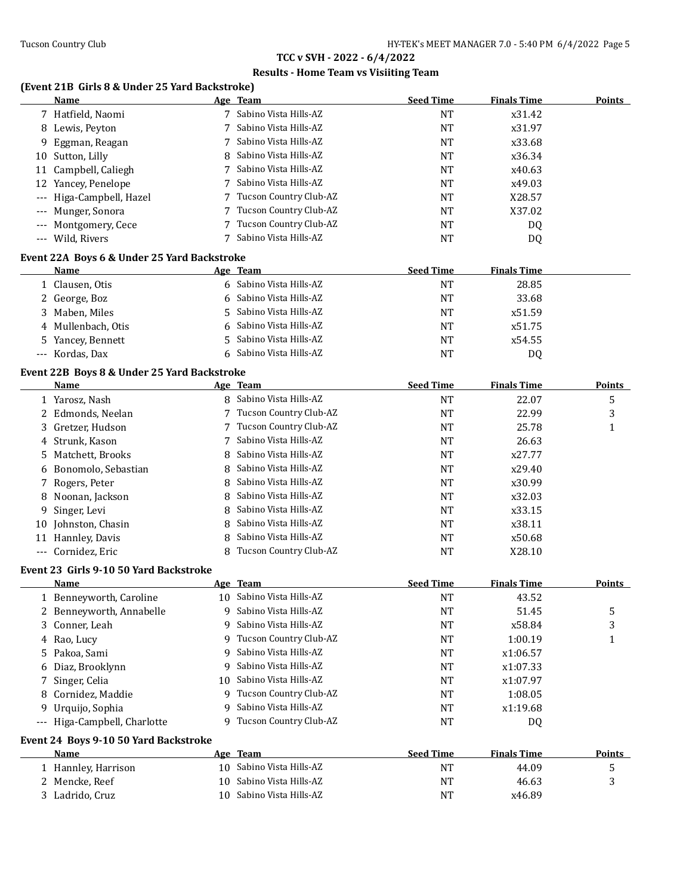## TCC v SVH - 2022 - 6/4/2022

### Results - Home Team vs Visiiting Team

**(Event 21B Girls 8 & Under 25 Yard Backstroke)**

| | Name | Age | Team | Seed Time | Finals Time | Points |
|---|---|---|---|---|---|---|
| 7 | Hatfield, Naomi | 7 | Sabino Vista Hills-AZ | NT | x31.42 | |
| 8 | Lewis, Peyton | 7 | Sabino Vista Hills-AZ | NT | x31.97 | |
| 9 | Eggman, Reagan | 7 | Sabino Vista Hills-AZ | NT | x33.68 | |
| 10 | Sutton, Lilly | 8 | Sabino Vista Hills-AZ | NT | x36.34 | |
| 11 | Campbell, Caliegh | 7 | Sabino Vista Hills-AZ | NT | x40.63 | |
| 12 | Yancey, Penelope | 7 | Sabino Vista Hills-AZ | NT | x49.03 | |
| --- | Higa-Campbell, Hazel | 7 | Tucson Country Club-AZ | NT | X28.57 | |
| --- | Munger, Sonora | 7 | Tucson Country Club-AZ | NT | X37.02 | |
| --- | Montgomery, Cece | 7 | Tucson Country Club-AZ | NT | DQ | |
| --- | Wild, Rivers | 7 | Sabino Vista Hills-AZ | NT | DQ | |

**Event 22A Boys 6 & Under 25 Yard Backstroke**

| | Name | Age | Team | Seed Time | Finals Time |
|---|---|---|---|---|---|
| 1 | Clausen, Otis | 6 | Sabino Vista Hills-AZ | NT | 28.85 |
| 2 | George, Boz | 6 | Sabino Vista Hills-AZ | NT | 33.68 |
| 3 | Maben, Miles | 5 | Sabino Vista Hills-AZ | NT | x51.59 |
| 4 | Mullenbach, Otis | 6 | Sabino Vista Hills-AZ | NT | x51.75 |
| 5 | Yancey, Bennett | 5 | Sabino Vista Hills-AZ | NT | x54.55 |
| --- | Kordas, Dax | 6 | Sabino Vista Hills-AZ | NT | DQ |

**Event 22B Boys 8 & Under 25 Yard Backstroke**

| | Name | Age | Team | Seed Time | Finals Time | Points |
|---|---|---|---|---|---|---|
| 1 | Yarosz, Nash | 8 | Sabino Vista Hills-AZ | NT | 22.07 | 5 |
| 2 | Edmonds, Neelan | 7 | Tucson Country Club-AZ | NT | 22.99 | 3 |
| 3 | Gretzer, Hudson | 7 | Tucson Country Club-AZ | NT | 25.78 | 1 |
| 4 | Strunk, Kason | 7 | Sabino Vista Hills-AZ | NT | 26.63 | |
| 5 | Matchett, Brooks | 8 | Sabino Vista Hills-AZ | NT | x27.77 | |
| 6 | Bonomolo, Sebastian | 8 | Sabino Vista Hills-AZ | NT | x29.40 | |
| 7 | Rogers, Peter | 8 | Sabino Vista Hills-AZ | NT | x30.99 | |
| 8 | Noonan, Jackson | 8 | Sabino Vista Hills-AZ | NT | x32.03 | |
| 9 | Singer, Levi | 8 | Sabino Vista Hills-AZ | NT | x33.15 | |
| 10 | Johnston, Chasin | 8 | Sabino Vista Hills-AZ | NT | x38.11 | |
| 11 | Hannley, Davis | 8 | Sabino Vista Hills-AZ | NT | x50.68 | |
| --- | Cornidez, Eric | 8 | Tucson Country Club-AZ | NT | X28.10 | |

**Event 23 Girls 9-10 50 Yard Backstroke**

| | Name | Age | Team | Seed Time | Finals Time | Points |
|---|---|---|---|---|---|---|
| 1 | Benneyworth, Caroline | 10 | Sabino Vista Hills-AZ | NT | 43.52 | |
| 2 | Benneyworth, Annabelle | 9 | Sabino Vista Hills-AZ | NT | 51.45 | 5 |
| 3 | Conner, Leah | 9 | Sabino Vista Hills-AZ | NT | x58.84 | 3 |
| 4 | Rao, Lucy | 9 | Tucson Country Club-AZ | NT | 1:00.19 | 1 |
| 5 | Pakoa, Sami | 9 | Sabino Vista Hills-AZ | NT | x1:06.57 | |
| 6 | Diaz, Brooklynn | 9 | Sabino Vista Hills-AZ | NT | x1:07.33 | |
| 7 | Singer, Celia | 10 | Sabino Vista Hills-AZ | NT | x1:07.97 | |
| 8 | Cornidez, Maddie | 9 | Tucson Country Club-AZ | NT | 1:08.05 | |
| 9 | Urquijo, Sophia | 9 | Sabino Vista Hills-AZ | NT | x1:19.68 | |
| --- | Higa-Campbell, Charlotte | 9 | Tucson Country Club-AZ | NT | DQ | |

**Event 24 Boys 9-10 50 Yard Backstroke**

| | Name | Age | Team | Seed Time | Finals Time | Points |
|---|---|---|---|---|---|---|
| 1 | Hannley, Harrison | 10 | Sabino Vista Hills-AZ | NT | 44.09 | 5 |
| 2 | Mencke, Reef | 10 | Sabino Vista Hills-AZ | NT | 46.63 | 3 |
| 3 | Ladrido, Cruz | 10 | Sabino Vista Hills-AZ | NT | x46.89 | |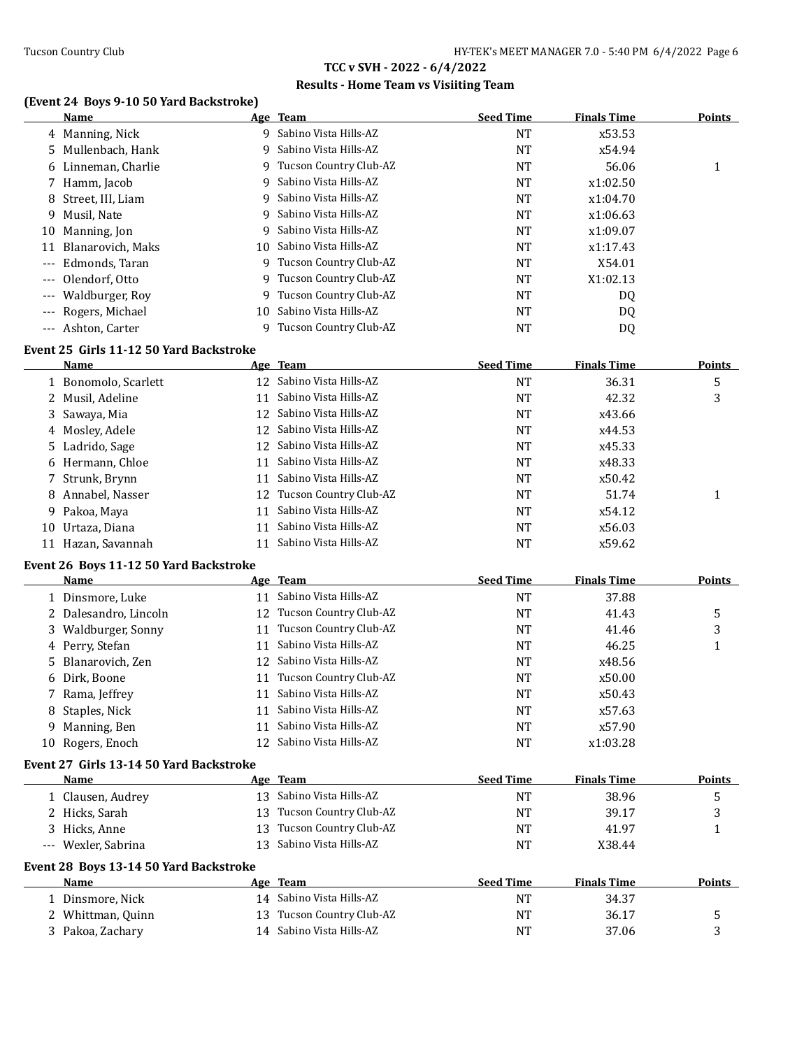## TCC v SVH - 2022 - 6/4/2022

### Results - Home Team vs Visiiting Team

**(Event 24 Boys 9-10 50 Yard Backstroke)**

| | Name | Age | Team | Seed Time | Finals Time | Points |
|---|---|---|---|---|---|---|
| 4 | Manning, Nick | 9 | Sabino Vista Hills-AZ | NT | x53.53 | |
| 5 | Mullenbach, Hank | 9 | Sabino Vista Hills-AZ | NT | x54.94 | |
| 6 | Linneman, Charlie | 9 | Tucson Country Club-AZ | NT | 56.06 | 1 |
| 7 | Hamm, Jacob | 9 | Sabino Vista Hills-AZ | NT | x1:02.50 | |
| 8 | Street, III, Liam | 9 | Sabino Vista Hills-AZ | NT | x1:04.70 | |
| 9 | Musil, Nate | 9 | Sabino Vista Hills-AZ | NT | x1:06.63 | |
| 10 | Manning, Jon | 9 | Sabino Vista Hills-AZ | NT | x1:09.07 | |
| 11 | Blanarovich, Maks | 10 | Sabino Vista Hills-AZ | NT | x1:17.43 | |
| --- | Edmonds, Taran | 9 | Tucson Country Club-AZ | NT | X54.01 | |
| --- | Olendorf, Otto | 9 | Tucson Country Club-AZ | NT | X1:02.13 | |
| --- | Waldburger, Roy | 9 | Tucson Country Club-AZ | NT | DQ | |
| --- | Rogers, Michael | 10 | Sabino Vista Hills-AZ | NT | DQ | |
| --- | Ashton, Carter | 9 | Tucson Country Club-AZ | NT | DQ | |

**Event 25 Girls 11-12 50 Yard Backstroke**

| | Name | Age | Team | Seed Time | Finals Time | Points |
|---|---|---|---|---|---|---|
| 1 | Bonomolo, Scarlett | 12 | Sabino Vista Hills-AZ | NT | 36.31 | 5 |
| 2 | Musil, Adeline | 11 | Sabino Vista Hills-AZ | NT | 42.32 | 3 |
| 3 | Sawaya, Mia | 12 | Sabino Vista Hills-AZ | NT | x43.66 | |
| 4 | Mosley, Adele | 12 | Sabino Vista Hills-AZ | NT | x44.53 | |
| 5 | Ladrido, Sage | 12 | Sabino Vista Hills-AZ | NT | x45.33 | |
| 6 | Hermann, Chloe | 11 | Sabino Vista Hills-AZ | NT | x48.33 | |
| 7 | Strunk, Brynn | 11 | Sabino Vista Hills-AZ | NT | x50.42 | |
| 8 | Annabel, Nasser | 12 | Tucson Country Club-AZ | NT | 51.74 | 1 |
| 9 | Pakoa, Maya | 11 | Sabino Vista Hills-AZ | NT | x54.12 | |
| 10 | Urtaza, Diana | 11 | Sabino Vista Hills-AZ | NT | x56.03 | |
| 11 | Hazan, Savannah | 11 | Sabino Vista Hills-AZ | NT | x59.62 | |

**Event 26 Boys 11-12 50 Yard Backstroke**

| | Name | Age | Team | Seed Time | Finals Time | Points |
|---|---|---|---|---|---|---|
| 1 | Dinsmore, Luke | 11 | Sabino Vista Hills-AZ | NT | 37.88 | |
| 2 | Dalesandro, Lincoln | 12 | Tucson Country Club-AZ | NT | 41.43 | 5 |
| 3 | Waldburger, Sonny | 11 | Tucson Country Club-AZ | NT | 41.46 | 3 |
| 4 | Perry, Stefan | 11 | Sabino Vista Hills-AZ | NT | 46.25 | 1 |
| 5 | Blanarovich, Zen | 12 | Sabino Vista Hills-AZ | NT | x48.56 | |
| 6 | Dirk, Boone | 11 | Tucson Country Club-AZ | NT | x50.00 | |
| 7 | Rama, Jeffrey | 11 | Sabino Vista Hills-AZ | NT | x50.43 | |
| 8 | Staples, Nick | 11 | Sabino Vista Hills-AZ | NT | x57.63 | |
| 9 | Manning, Ben | 11 | Sabino Vista Hills-AZ | NT | x57.90 | |
| 10 | Rogers, Enoch | 12 | Sabino Vista Hills-AZ | NT | x1:03.28 | |

**Event 27 Girls 13-14 50 Yard Backstroke**

| | Name | Age | Team | Seed Time | Finals Time | Points |
|---|---|---|---|---|---|---|
| 1 | Clausen, Audrey | 13 | Sabino Vista Hills-AZ | NT | 38.96 | 5 |
| 2 | Hicks, Sarah | 13 | Tucson Country Club-AZ | NT | 39.17 | 3 |
| 3 | Hicks, Anne | 13 | Tucson Country Club-AZ | NT | 41.97 | 1 |
| --- | Wexler, Sabrina | 13 | Sabino Vista Hills-AZ | NT | X38.44 | |

**Event 28 Boys 13-14 50 Yard Backstroke**

| | Name | Age | Team | Seed Time | Finals Time | Points |
|---|---|---|---|---|---|---|
| 1 | Dinsmore, Nick | 14 | Sabino Vista Hills-AZ | NT | 34.37 | |
| 2 | Whittman, Quinn | 13 | Tucson Country Club-AZ | NT | 36.17 | 5 |
| 3 | Pakoa, Zachary | 14 | Sabino Vista Hills-AZ | NT | 37.06 | 3 |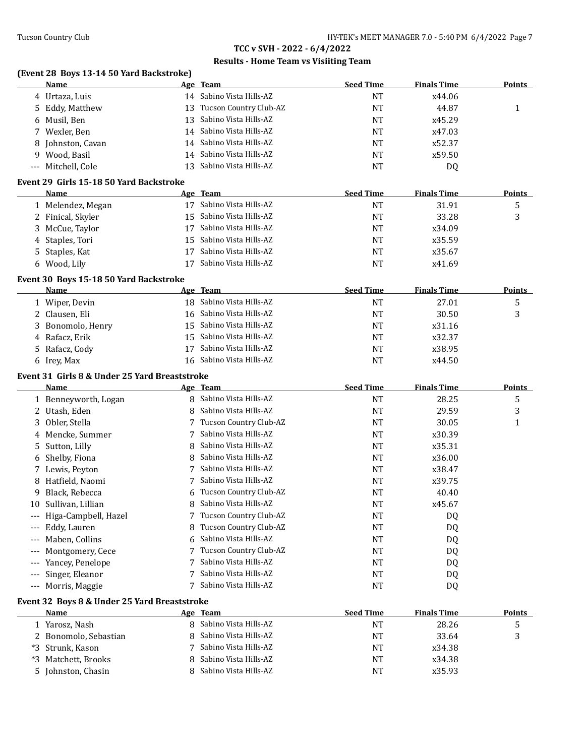**TCC v SVH - 2022 - 6/4/2022**

**Results - Home Team vs Visiiting Team**

### (Event 28 Boys 13-14 50 Yard Backstroke)

| | Name | Age | Team | Seed Time | Finals Time | Points |
|---|---|---|---|---|---|---|
| 4 | Urtaza, Luis | 14 | Sabino Vista Hills-AZ | NT | x44.06 | |
| 5 | Eddy, Matthew | 13 | Tucson Country Club-AZ | NT | 44.87 | 1 |
| 6 | Musil, Ben | 13 | Sabino Vista Hills-AZ | NT | x45.29 | |
| 7 | Wexler, Ben | 14 | Sabino Vista Hills-AZ | NT | x47.03 | |
| 8 | Johnston, Cavan | 14 | Sabino Vista Hills-AZ | NT | x52.37 | |
| 9 | Wood, Basil | 14 | Sabino Vista Hills-AZ | NT | x59.50 | |
| --- | Mitchell, Cole | 13 | Sabino Vista Hills-AZ | NT | DQ | |

### Event 29 Girls 15-18 50 Yard Backstroke

| | Name | Age | Team | Seed Time | Finals Time | Points |
|---|---|---|---|---|---|---|
| 1 | Melendez, Megan | 17 | Sabino Vista Hills-AZ | NT | 31.91 | 5 |
| 2 | Finical, Skyler | 15 | Sabino Vista Hills-AZ | NT | 33.28 | 3 |
| 3 | McCue, Taylor | 17 | Sabino Vista Hills-AZ | NT | x34.09 | |
| 4 | Staples, Tori | 15 | Sabino Vista Hills-AZ | NT | x35.59 | |
| 5 | Staples, Kat | 17 | Sabino Vista Hills-AZ | NT | x35.67 | |
| 6 | Wood, Lily | 17 | Sabino Vista Hills-AZ | NT | x41.69 | |

### Event 30 Boys 15-18 50 Yard Backstroke

| | Name | Age | Team | Seed Time | Finals Time | Points |
|---|---|---|---|---|---|---|
| 1 | Wiper, Devin | 18 | Sabino Vista Hills-AZ | NT | 27.01 | 5 |
| 2 | Clausen, Eli | 16 | Sabino Vista Hills-AZ | NT | 30.50 | 3 |
| 3 | Bonomolo, Henry | 15 | Sabino Vista Hills-AZ | NT | x31.16 | |
| 4 | Rafacz, Erik | 15 | Sabino Vista Hills-AZ | NT | x32.37 | |
| 5 | Rafacz, Cody | 17 | Sabino Vista Hills-AZ | NT | x38.95 | |
| 6 | Irey, Max | 16 | Sabino Vista Hills-AZ | NT | x44.50 | |

### Event 31 Girls 8 & Under 25 Yard Breaststroke

| | Name | Age | Team | Seed Time | Finals Time | Points |
|---|---|---|---|---|---|---|
| 1 | Benneyworth, Logan | 8 | Sabino Vista Hills-AZ | NT | 28.25 | 5 |
| 2 | Utash, Eden | 8 | Sabino Vista Hills-AZ | NT | 29.59 | 3 |
| 3 | Obler, Stella | 7 | Tucson Country Club-AZ | NT | 30.05 | 1 |
| 4 | Mencke, Summer | 7 | Sabino Vista Hills-AZ | NT | x30.39 | |
| 5 | Sutton, Lilly | 8 | Sabino Vista Hills-AZ | NT | x35.31 | |
| 6 | Shelby, Fiona | 8 | Sabino Vista Hills-AZ | NT | x36.00 | |
| 7 | Lewis, Peyton | 7 | Sabino Vista Hills-AZ | NT | x38.47 | |
| 8 | Hatfield, Naomi | 7 | Sabino Vista Hills-AZ | NT | x39.75 | |
| 9 | Black, Rebecca | 6 | Tucson Country Club-AZ | NT | 40.40 | |
| 10 | Sullivan, Lillian | 8 | Sabino Vista Hills-AZ | NT | x45.67 | |
| --- | Higa-Campbell, Hazel | 7 | Tucson Country Club-AZ | NT | DQ | |
| --- | Eddy, Lauren | 8 | Tucson Country Club-AZ | NT | DQ | |
| --- | Maben, Collins | 6 | Sabino Vista Hills-AZ | NT | DQ | |
| --- | Montgomery, Cece | 7 | Tucson Country Club-AZ | NT | DQ | |
| --- | Yancey, Penelope | 7 | Sabino Vista Hills-AZ | NT | DQ | |
| --- | Singer, Eleanor | 7 | Sabino Vista Hills-AZ | NT | DQ | |
| --- | Morris, Maggie | 7 | Sabino Vista Hills-AZ | NT | DQ | |

### Event 32 Boys 8 & Under 25 Yard Breaststroke

| | Name | Age | Team | Seed Time | Finals Time | Points |
|---|---|---|---|---|---|---|
| 1 | Yarosz, Nash | 8 | Sabino Vista Hills-AZ | NT | 28.26 | 5 |
| 2 | Bonomolo, Sebastian | 8 | Sabino Vista Hills-AZ | NT | 33.64 | 3 |
| *3 | Strunk, Kason | 7 | Sabino Vista Hills-AZ | NT | x34.38 | |
| *3 | Matchett, Brooks | 8 | Sabino Vista Hills-AZ | NT | x34.38 | |
| 5 | Johnston, Chasin | 8 | Sabino Vista Hills-AZ | NT | x35.93 | |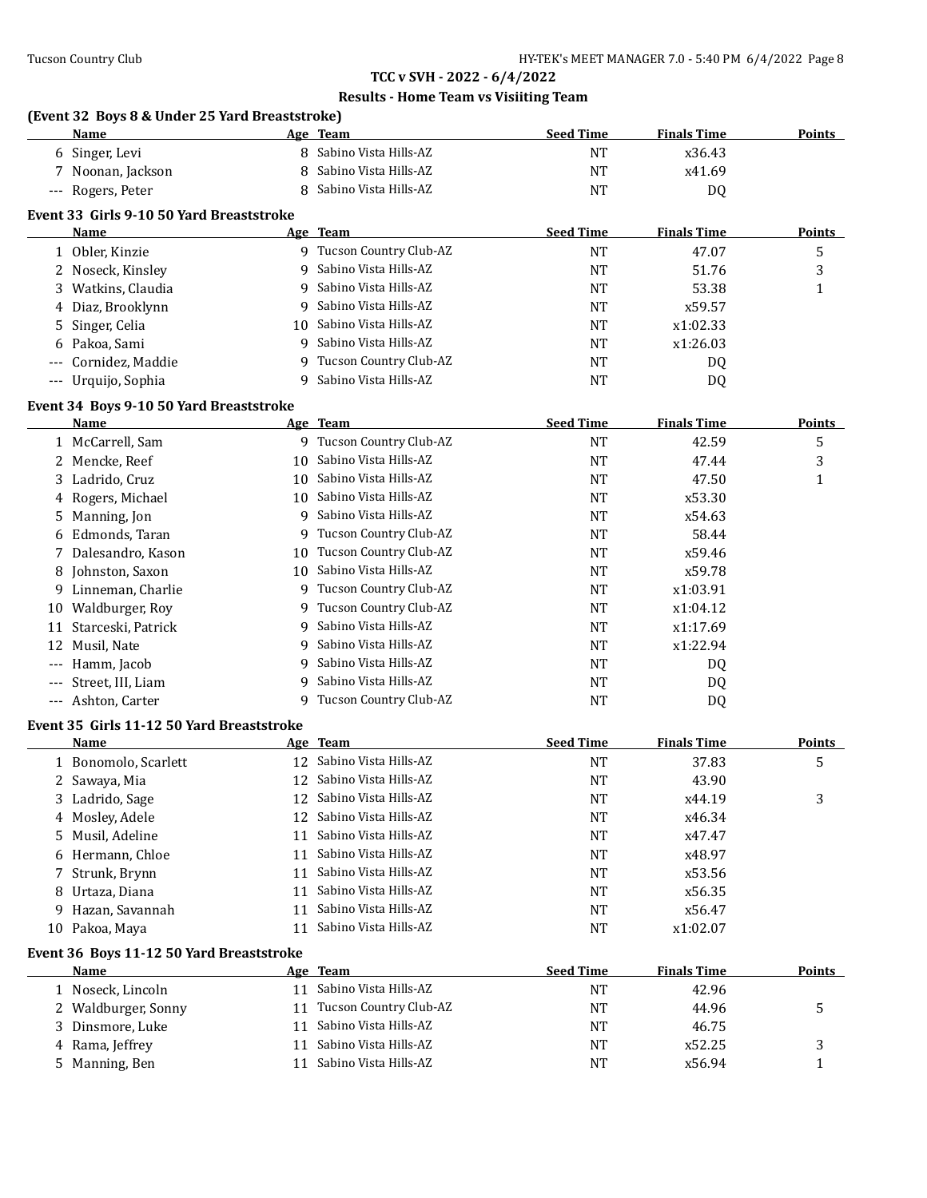## TCC v SVH - 2022 - 6/4/2022

### Results - Home Team vs Visiiting Team

**(Event 32 Boys 8 & Under 25 Yard Breaststroke)**

| | Name | Age | Team | Seed Time | Finals Time | Points |
|---|---|---|---|---|---|---|
| 6 | Singer, Levi | 8 | Sabino Vista Hills-AZ | NT | x36.43 | |
| 7 | Noonan, Jackson | 8 | Sabino Vista Hills-AZ | NT | x41.69 | |
| --- | Rogers, Peter | 8 | Sabino Vista Hills-AZ | NT | DQ | |

**Event 33 Girls 9-10 50 Yard Breaststroke**

| | Name | Age | Team | Seed Time | Finals Time | Points |
|---|---|---|---|---|---|---|
| 1 | Obler, Kinzie | 9 | Tucson Country Club-AZ | NT | 47.07 | 5 |
| 2 | Noseck, Kinsley | 9 | Sabino Vista Hills-AZ | NT | 51.76 | 3 |
| 3 | Watkins, Claudia | 9 | Sabino Vista Hills-AZ | NT | 53.38 | 1 |
| 4 | Diaz, Brooklynn | 9 | Sabino Vista Hills-AZ | NT | x59.57 | |
| 5 | Singer, Celia | 10 | Sabino Vista Hills-AZ | NT | x1:02.33 | |
| 6 | Pakoa, Sami | 9 | Sabino Vista Hills-AZ | NT | x1:26.03 | |
| --- | Cornidez, Maddie | 9 | Tucson Country Club-AZ | NT | DQ | |
| --- | Urquijo, Sophia | 9 | Sabino Vista Hills-AZ | NT | DQ | |

**Event 34 Boys 9-10 50 Yard Breaststroke**

| | Name | Age | Team | Seed Time | Finals Time | Points |
|---|---|---|---|---|---|---|
| 1 | McCarrell, Sam | 9 | Tucson Country Club-AZ | NT | 42.59 | 5 |
| 2 | Mencke, Reef | 10 | Sabino Vista Hills-AZ | NT | 47.44 | 3 |
| 3 | Ladrido, Cruz | 10 | Sabino Vista Hills-AZ | NT | 47.50 | 1 |
| 4 | Rogers, Michael | 10 | Sabino Vista Hills-AZ | NT | x53.30 | |
| 5 | Manning, Jon | 9 | Sabino Vista Hills-AZ | NT | x54.63 | |
| 6 | Edmonds, Taran | 9 | Tucson Country Club-AZ | NT | 58.44 | |
| 7 | Dalesandro, Kason | 10 | Tucson Country Club-AZ | NT | x59.46 | |
| 8 | Johnston, Saxon | 10 | Sabino Vista Hills-AZ | NT | x59.78 | |
| 9 | Linneman, Charlie | 9 | Tucson Country Club-AZ | NT | x1:03.91 | |
| 10 | Waldburger, Roy | 9 | Tucson Country Club-AZ | NT | x1:04.12 | |
| 11 | Starceski, Patrick | 9 | Sabino Vista Hills-AZ | NT | x1:17.69 | |
| 12 | Musil, Nate | 9 | Sabino Vista Hills-AZ | NT | x1:22.94 | |
| --- | Hamm, Jacob | 9 | Sabino Vista Hills-AZ | NT | DQ | |
| --- | Street, III, Liam | 9 | Sabino Vista Hills-AZ | NT | DQ | |
| --- | Ashton, Carter | 9 | Tucson Country Club-AZ | NT | DQ | |

**Event 35 Girls 11-12 50 Yard Breaststroke**

| | Name | Age | Team | Seed Time | Finals Time | Points |
|---|---|---|---|---|---|---|
| 1 | Bonomolo, Scarlett | 12 | Sabino Vista Hills-AZ | NT | 37.83 | 5 |
| 2 | Sawaya, Mia | 12 | Sabino Vista Hills-AZ | NT | 43.90 | |
| 3 | Ladrido, Sage | 12 | Sabino Vista Hills-AZ | NT | x44.19 | 3 |
| 4 | Mosley, Adele | 12 | Sabino Vista Hills-AZ | NT | x46.34 | |
| 5 | Musil, Adeline | 11 | Sabino Vista Hills-AZ | NT | x47.47 | |
| 6 | Hermann, Chloe | 11 | Sabino Vista Hills-AZ | NT | x48.97 | |
| 7 | Strunk, Brynn | 11 | Sabino Vista Hills-AZ | NT | x53.56 | |
| 8 | Urtaza, Diana | 11 | Sabino Vista Hills-AZ | NT | x56.35 | |
| 9 | Hazan, Savannah | 11 | Sabino Vista Hills-AZ | NT | x56.47 | |
| 10 | Pakoa, Maya | 11 | Sabino Vista Hills-AZ | NT | x1:02.07 | |

**Event 36 Boys 11-12 50 Yard Breaststroke**

| | Name | Age | Team | Seed Time | Finals Time | Points |
|---|---|---|---|---|---|---|
| 1 | Noseck, Lincoln | 11 | Sabino Vista Hills-AZ | NT | 42.96 | |
| 2 | Waldburger, Sonny | 11 | Tucson Country Club-AZ | NT | 44.96 | 5 |
| 3 | Dinsmore, Luke | 11 | Sabino Vista Hills-AZ | NT | 46.75 | |
| 4 | Rama, Jeffrey | 11 | Sabino Vista Hills-AZ | NT | x52.25 | 3 |
| 5 | Manning, Ben | 11 | Sabino Vista Hills-AZ | NT | x56.94 | 1 |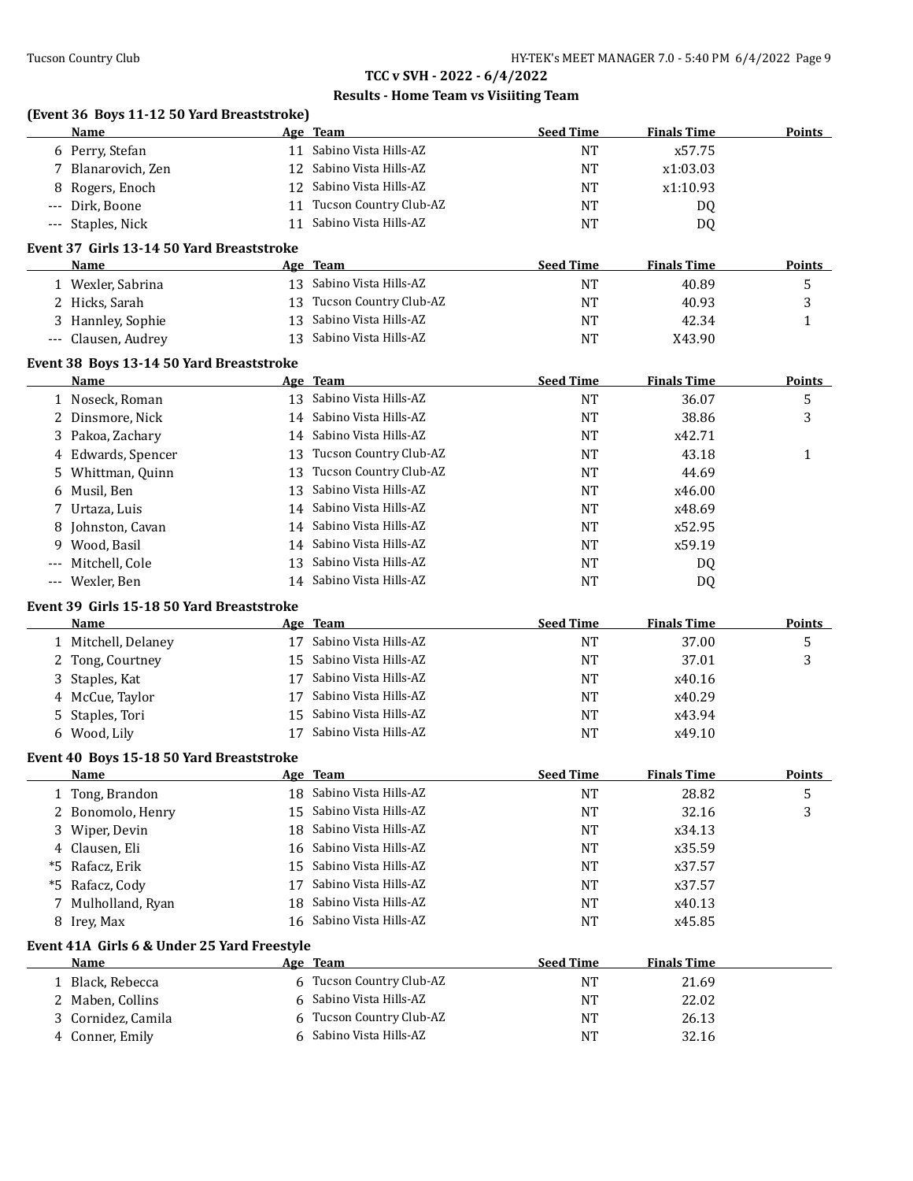## TCC v SVH - 2022 - 6/4/2022

### Results - Home Team vs Visiiting Team

### (Event 36 Boys 11-12 50 Yard Breaststroke)

| | Name | Age | Team | Seed Time | Finals Time | Points |
|---|---|---|---|---|---|---|
| 6 | Perry, Stefan | 11 | Sabino Vista Hills-AZ | NT | x57.75 | |
| 7 | Blanarovich, Zen | 12 | Sabino Vista Hills-AZ | NT | x1:03.03 | |
| 8 | Rogers, Enoch | 12 | Sabino Vista Hills-AZ | NT | x1:10.93 | |
| --- | Dirk, Boone | 11 | Tucson Country Club-AZ | NT | DQ | |
| --- | Staples, Nick | 11 | Sabino Vista Hills-AZ | NT | DQ | |

### Event 37 Girls 13-14 50 Yard Breaststroke

| | Name | Age | Team | Seed Time | Finals Time | Points |
|---|---|---|---|---|---|---|
| 1 | Wexler, Sabrina | 13 | Sabino Vista Hills-AZ | NT | 40.89 | 5 |
| 2 | Hicks, Sarah | 13 | Tucson Country Club-AZ | NT | 40.93 | 3 |
| 3 | Hannley, Sophie | 13 | Sabino Vista Hills-AZ | NT | 42.34 | 1 |
| --- | Clausen, Audrey | 13 | Sabino Vista Hills-AZ | NT | X43.90 | |

### Event 38 Boys 13-14 50 Yard Breaststroke

| | Name | Age | Team | Seed Time | Finals Time | Points |
|---|---|---|---|---|---|---|
| 1 | Noseck, Roman | 13 | Sabino Vista Hills-AZ | NT | 36.07 | 5 |
| 2 | Dinsmore, Nick | 14 | Sabino Vista Hills-AZ | NT | 38.86 | 3 |
| 3 | Pakoa, Zachary | 14 | Sabino Vista Hills-AZ | NT | x42.71 | |
| 4 | Edwards, Spencer | 13 | Tucson Country Club-AZ | NT | 43.18 | 1 |
| 5 | Whittman, Quinn | 13 | Tucson Country Club-AZ | NT | 44.69 | |
| 6 | Musil, Ben | 13 | Sabino Vista Hills-AZ | NT | x46.00 | |
| 7 | Urtaza, Luis | 14 | Sabino Vista Hills-AZ | NT | x48.69 | |
| 8 | Johnston, Cavan | 14 | Sabino Vista Hills-AZ | NT | x52.95 | |
| 9 | Wood, Basil | 14 | Sabino Vista Hills-AZ | NT | x59.19 | |
| --- | Mitchell, Cole | 13 | Sabino Vista Hills-AZ | NT | DQ | |
| --- | Wexler, Ben | 14 | Sabino Vista Hills-AZ | NT | DQ | |

### Event 39 Girls 15-18 50 Yard Breaststroke

| | Name | Age | Team | Seed Time | Finals Time | Points |
|---|---|---|---|---|---|---|
| 1 | Mitchell, Delaney | 17 | Sabino Vista Hills-AZ | NT | 37.00 | 5 |
| 2 | Tong, Courtney | 15 | Sabino Vista Hills-AZ | NT | 37.01 | 3 |
| 3 | Staples, Kat | 17 | Sabino Vista Hills-AZ | NT | x40.16 | |
| 4 | McCue, Taylor | 17 | Sabino Vista Hills-AZ | NT | x40.29 | |
| 5 | Staples, Tori | 15 | Sabino Vista Hills-AZ | NT | x43.94 | |
| 6 | Wood, Lily | 17 | Sabino Vista Hills-AZ | NT | x49.10 | |

### Event 40 Boys 15-18 50 Yard Breaststroke

| | Name | Age | Team | Seed Time | Finals Time | Points |
|---|---|---|---|---|---|---|
| 1 | Tong, Brandon | 18 | Sabino Vista Hills-AZ | NT | 28.82 | 5 |
| 2 | Bonomolo, Henry | 15 | Sabino Vista Hills-AZ | NT | 32.16 | 3 |
| 3 | Wiper, Devin | 18 | Sabino Vista Hills-AZ | NT | x34.13 | |
| 4 | Clausen, Eli | 16 | Sabino Vista Hills-AZ | NT | x35.59 | |
| *5 | Rafacz, Erik | 15 | Sabino Vista Hills-AZ | NT | x37.57 | |
| *5 | Rafacz, Cody | 17 | Sabino Vista Hills-AZ | NT | x37.57 | |
| 7 | Mulholland, Ryan | 18 | Sabino Vista Hills-AZ | NT | x40.13 | |
| 8 | Irey, Max | 16 | Sabino Vista Hills-AZ | NT | x45.85 | |

### Event 41A Girls 6 & Under 25 Yard Freestyle

| | Name | Age | Team | Seed Time | Finals Time |
|---|---|---|---|---|---|
| 1 | Black, Rebecca | 6 | Tucson Country Club-AZ | NT | 21.69 |
| 2 | Maben, Collins | 6 | Sabino Vista Hills-AZ | NT | 22.02 |
| 3 | Cornidez, Camila | 6 | Tucson Country Club-AZ | NT | 26.13 |
| 4 | Conner, Emily | 6 | Sabino Vista Hills-AZ | NT | 32.16 |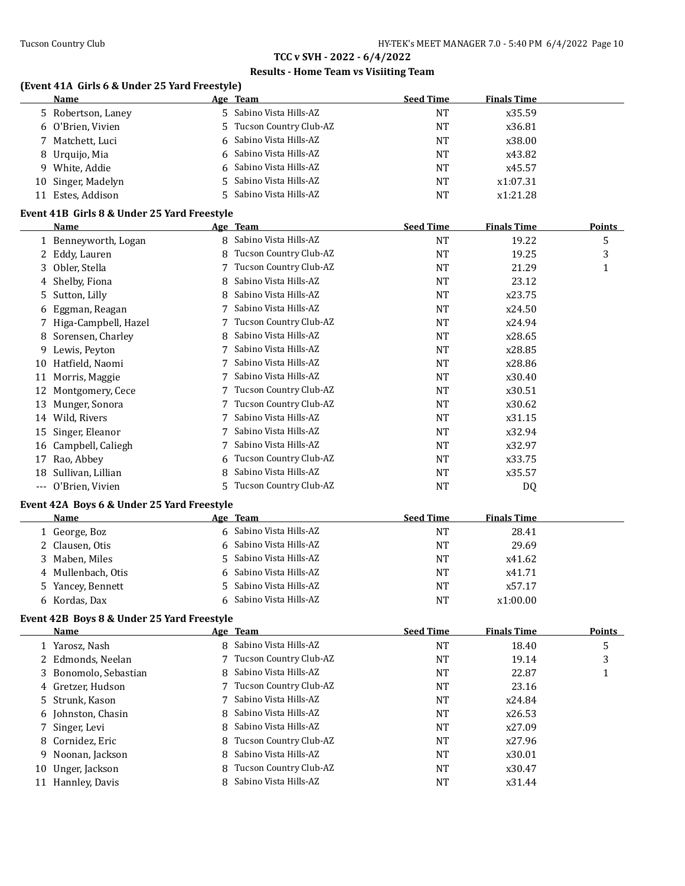## TCC v SVH - 2022 - 6/4/2022

### Results - Home Team vs Visiiting Team

**(Event 41A Girls 6 & Under 25 Yard Freestyle)**

| | Name | Age | Team | Seed Time | Finals Time |
|---|---|---|---|---|---|
| 5 | Robertson, Laney | 5 | Sabino Vista Hills-AZ | NT | x35.59 |
| 6 | O'Brien, Vivien | 5 | Tucson Country Club-AZ | NT | x36.81 |
| 7 | Matchett, Luci | 6 | Sabino Vista Hills-AZ | NT | x38.00 |
| 8 | Urquijo, Mia | 6 | Sabino Vista Hills-AZ | NT | x43.82 |
| 9 | White, Addie | 6 | Sabino Vista Hills-AZ | NT | x45.57 |
| 10 | Singer, Madelyn | 5 | Sabino Vista Hills-AZ | NT | x1:07.31 |
| 11 | Estes, Addison | 5 | Sabino Vista Hills-AZ | NT | x1:21.28 |

**Event 41B Girls 8 & Under 25 Yard Freestyle**

| | Name | Age | Team | Seed Time | Finals Time | Points |
|---|---|---|---|---|---|---|
| 1 | Benneyworth, Logan | 8 | Sabino Vista Hills-AZ | NT | 19.22 | 5 |
| 2 | Eddy, Lauren | 8 | Tucson Country Club-AZ | NT | 19.25 | 3 |
| 3 | Obler, Stella | 7 | Tucson Country Club-AZ | NT | 21.29 | 1 |
| 4 | Shelby, Fiona | 8 | Sabino Vista Hills-AZ | NT | 23.12 | |
| 5 | Sutton, Lilly | 8 | Sabino Vista Hills-AZ | NT | x23.75 | |
| 6 | Eggman, Reagan | 7 | Sabino Vista Hills-AZ | NT | x24.50 | |
| 7 | Higa-Campbell, Hazel | 7 | Tucson Country Club-AZ | NT | x24.94 | |
| 8 | Sorensen, Charley | 8 | Sabino Vista Hills-AZ | NT | x28.65 | |
| 9 | Lewis, Peyton | 7 | Sabino Vista Hills-AZ | NT | x28.85 | |
| 10 | Hatfield, Naomi | 7 | Sabino Vista Hills-AZ | NT | x28.86 | |
| 11 | Morris, Maggie | 7 | Sabino Vista Hills-AZ | NT | x30.40 | |
| 12 | Montgomery, Cece | 7 | Tucson Country Club-AZ | NT | x30.51 | |
| 13 | Munger, Sonora | 7 | Tucson Country Club-AZ | NT | x30.62 | |
| 14 | Wild, Rivers | 7 | Sabino Vista Hills-AZ | NT | x31.15 | |
| 15 | Singer, Eleanor | 7 | Sabino Vista Hills-AZ | NT | x32.94 | |
| 16 | Campbell, Caliegh | 7 | Sabino Vista Hills-AZ | NT | x32.97 | |
| 17 | Rao, Abbey | 6 | Tucson Country Club-AZ | NT | x33.75 | |
| 18 | Sullivan, Lillian | 8 | Sabino Vista Hills-AZ | NT | x35.57 | |
| --- | O'Brien, Vivien | 5 | Tucson Country Club-AZ | NT | DQ | |

**Event 42A Boys 6 & Under 25 Yard Freestyle**

| | Name | Age | Team | Seed Time | Finals Time |
|---|---|---|---|---|---|
| 1 | George, Boz | 6 | Sabino Vista Hills-AZ | NT | 28.41 |
| 2 | Clausen, Otis | 6 | Sabino Vista Hills-AZ | NT | 29.69 |
| 3 | Maben, Miles | 5 | Sabino Vista Hills-AZ | NT | x41.62 |
| 4 | Mullenbach, Otis | 6 | Sabino Vista Hills-AZ | NT | x41.71 |
| 5 | Yancey, Bennett | 5 | Sabino Vista Hills-AZ | NT | x57.17 |
| 6 | Kordas, Dax | 6 | Sabino Vista Hills-AZ | NT | x1:00.00 |

**Event 42B Boys 8 & Under 25 Yard Freestyle**

| | Name | Age | Team | Seed Time | Finals Time | Points |
|---|---|---|---|---|---|---|
| 1 | Yarosz, Nash | 8 | Sabino Vista Hills-AZ | NT | 18.40 | 5 |
| 2 | Edmonds, Neelan | 7 | Tucson Country Club-AZ | NT | 19.14 | 3 |
| 3 | Bonomolo, Sebastian | 8 | Sabino Vista Hills-AZ | NT | 22.87 | 1 |
| 4 | Gretzer, Hudson | 7 | Tucson Country Club-AZ | NT | 23.16 | |
| 5 | Strunk, Kason | 7 | Sabino Vista Hills-AZ | NT | x24.84 | |
| 6 | Johnston, Chasin | 8 | Sabino Vista Hills-AZ | NT | x26.53 | |
| 7 | Singer, Levi | 8 | Sabino Vista Hills-AZ | NT | x27.09 | |
| 8 | Cornidez, Eric | 8 | Tucson Country Club-AZ | NT | x27.96 | |
| 9 | Noonan, Jackson | 8 | Sabino Vista Hills-AZ | NT | x30.01 | |
| 10 | Unger, Jackson | 8 | Tucson Country Club-AZ | NT | x30.47 | |
| 11 | Hannley, Davis | 8 | Sabino Vista Hills-AZ | NT | x31.44 | |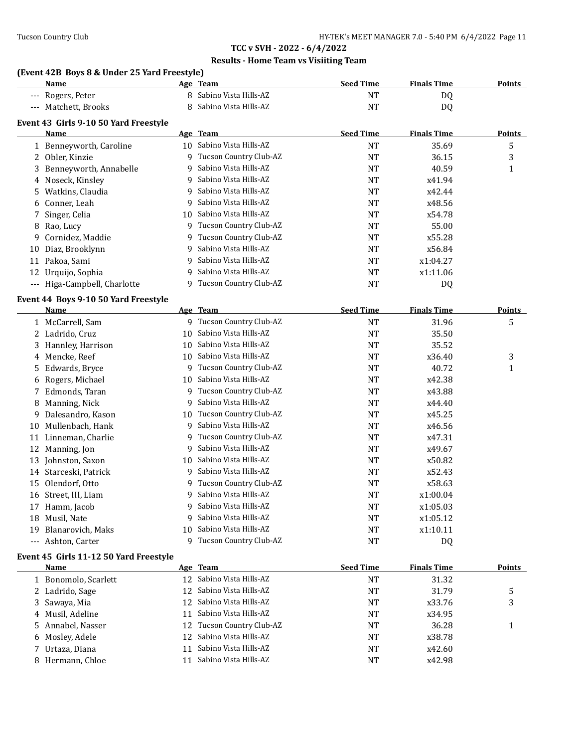## TCC v SVH - 2022 - 6/4/2022

### Results - Home Team vs Visiiting Team

#### (Event 42B Boys 8 & Under 25 Yard Freestyle)

| | Name | Age | Team | Seed Time | Finals Time | Points |
|---|---|---|---|---|---|---|
| --- | Rogers, Peter | 8 | Sabino Vista Hills-AZ | NT | DQ | |
| --- | Matchett, Brooks | 8 | Sabino Vista Hills-AZ | NT | DQ | |

#### Event 43 Girls 9-10 50 Yard Freestyle

| | Name | Age | Team | Seed Time | Finals Time | Points |
|---|---|---|---|---|---|---|
| 1 | Benneyworth, Caroline | 10 | Sabino Vista Hills-AZ | NT | 35.69 | 5 |
| 2 | Obler, Kinzie | 9 | Tucson Country Club-AZ | NT | 36.15 | 3 |
| 3 | Benneyworth, Annabelle | 9 | Sabino Vista Hills-AZ | NT | 40.59 | 1 |
| 4 | Noseck, Kinsley | 9 | Sabino Vista Hills-AZ | NT | x41.94 | |
| 5 | Watkins, Claudia | 9 | Sabino Vista Hills-AZ | NT | x42.44 | |
| 6 | Conner, Leah | 9 | Sabino Vista Hills-AZ | NT | x48.56 | |
| 7 | Singer, Celia | 10 | Sabino Vista Hills-AZ | NT | x54.78 | |
| 8 | Rao, Lucy | 9 | Tucson Country Club-AZ | NT | 55.00 | |
| 9 | Cornidez, Maddie | 9 | Tucson Country Club-AZ | NT | x55.28 | |
| 10 | Diaz, Brooklynn | 9 | Sabino Vista Hills-AZ | NT | x56.84 | |
| 11 | Pakoa, Sami | 9 | Sabino Vista Hills-AZ | NT | x1:04.27 | |
| 12 | Urquijo, Sophia | 9 | Sabino Vista Hills-AZ | NT | x1:11.06 | |
| --- | Higa-Campbell, Charlotte | 9 | Tucson Country Club-AZ | NT | DQ | |

#### Event 44 Boys 9-10 50 Yard Freestyle

| | Name | Age | Team | Seed Time | Finals Time | Points |
|---|---|---|---|---|---|---|
| 1 | McCarrell, Sam | 9 | Tucson Country Club-AZ | NT | 31.96 | 5 |
| 2 | Ladrido, Cruz | 10 | Sabino Vista Hills-AZ | NT | 35.50 | |
| 3 | Hannley, Harrison | 10 | Sabino Vista Hills-AZ | NT | 35.52 | |
| 4 | Mencke, Reef | 10 | Sabino Vista Hills-AZ | NT | x36.40 | 3 |
| 5 | Edwards, Bryce | 9 | Tucson Country Club-AZ | NT | 40.72 | 1 |
| 6 | Rogers, Michael | 10 | Sabino Vista Hills-AZ | NT | x42.38 | |
| 7 | Edmonds, Taran | 9 | Tucson Country Club-AZ | NT | x43.88 | |
| 8 | Manning, Nick | 9 | Sabino Vista Hills-AZ | NT | x44.40 | |
| 9 | Dalesandro, Kason | 10 | Tucson Country Club-AZ | NT | x45.25 | |
| 10 | Mullenbach, Hank | 9 | Sabino Vista Hills-AZ | NT | x46.56 | |
| 11 | Linneman, Charlie | 9 | Tucson Country Club-AZ | NT | x47.31 | |
| 12 | Manning, Jon | 9 | Sabino Vista Hills-AZ | NT | x49.67 | |
| 13 | Johnston, Saxon | 10 | Sabino Vista Hills-AZ | NT | x50.82 | |
| 14 | Starceski, Patrick | 9 | Sabino Vista Hills-AZ | NT | x52.43 | |
| 15 | Olendorf, Otto | 9 | Tucson Country Club-AZ | NT | x58.63 | |
| 16 | Street, III, Liam | 9 | Sabino Vista Hills-AZ | NT | x1:00.04 | |
| 17 | Hamm, Jacob | 9 | Sabino Vista Hills-AZ | NT | x1:05.03 | |
| 18 | Musil, Nate | 9 | Sabino Vista Hills-AZ | NT | x1:05.12 | |
| 19 | Blanarovich, Maks | 10 | Sabino Vista Hills-AZ | NT | x1:10.11 | |
| --- | Ashton, Carter | 9 | Tucson Country Club-AZ | NT | DQ | |

#### Event 45 Girls 11-12 50 Yard Freestyle

| | Name | Age | Team | Seed Time | Finals Time | Points |
|---|---|---|---|---|---|---|
| 1 | Bonomolo, Scarlett | 12 | Sabino Vista Hills-AZ | NT | 31.32 | |
| 2 | Ladrido, Sage | 12 | Sabino Vista Hills-AZ | NT | 31.79 | 5 |
| 3 | Sawaya, Mia | 12 | Sabino Vista Hills-AZ | NT | x33.76 | 3 |
| 4 | Musil, Adeline | 11 | Sabino Vista Hills-AZ | NT | x34.95 | |
| 5 | Annabel, Nasser | 12 | Tucson Country Club-AZ | NT | 36.28 | 1 |
| 6 | Mosley, Adele | 12 | Sabino Vista Hills-AZ | NT | x38.78 | |
| 7 | Urtaza, Diana | 11 | Sabino Vista Hills-AZ | NT | x42.60 | |
| 8 | Hermann, Chloe | 11 | Sabino Vista Hills-AZ | NT | x42.98 | |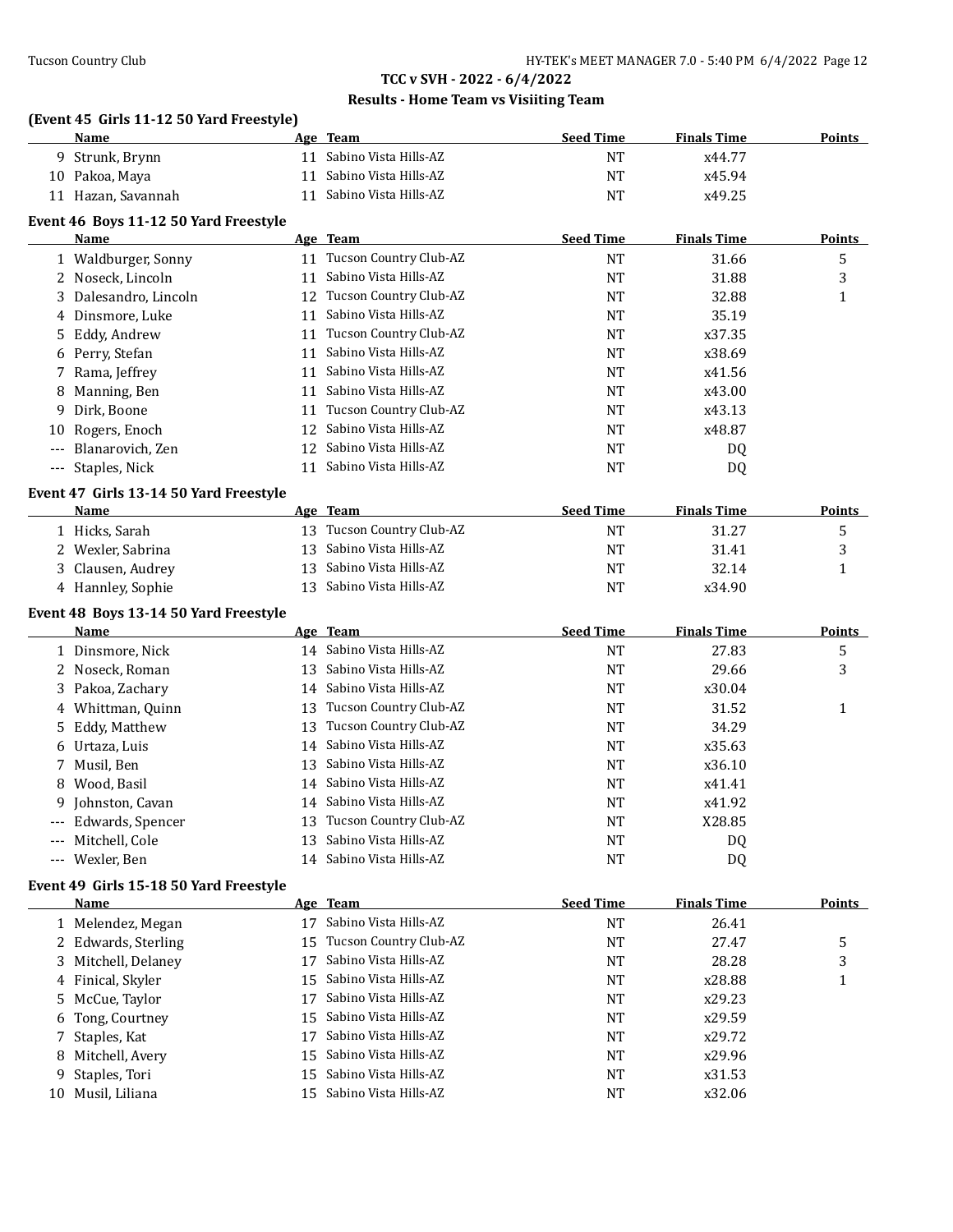## TCC v SVH - 2022 - 6/4/2022

### Results - Home Team vs Visiiting Team

**(Event 45 Girls 11-12 50 Yard Freestyle)**

| | Name | Age | Team | Seed Time | Finals Time | Points |
|---|---|---|---|---|---|---|
| 9 | Strunk, Brynn | 11 | Sabino Vista Hills-AZ | NT | x44.77 | |
| 10 | Pakoa, Maya | 11 | Sabino Vista Hills-AZ | NT | x45.94 | |
| 11 | Hazan, Savannah | 11 | Sabino Vista Hills-AZ | NT | x49.25 | |

**Event 46 Boys 11-12 50 Yard Freestyle**

| | Name | Age | Team | Seed Time | Finals Time | Points |
|---|---|---|---|---|---|---|
| 1 | Waldburger, Sonny | 11 | Tucson Country Club-AZ | NT | 31.66 | 5 |
| 2 | Noseck, Lincoln | 11 | Sabino Vista Hills-AZ | NT | 31.88 | 3 |
| 3 | Dalesandro, Lincoln | 12 | Tucson Country Club-AZ | NT | 32.88 | 1 |
| 4 | Dinsmore, Luke | 11 | Sabino Vista Hills-AZ | NT | 35.19 | |
| 5 | Eddy, Andrew | 11 | Tucson Country Club-AZ | NT | x37.35 | |
| 6 | Perry, Stefan | 11 | Sabino Vista Hills-AZ | NT | x38.69 | |
| 7 | Rama, Jeffrey | 11 | Sabino Vista Hills-AZ | NT | x41.56 | |
| 8 | Manning, Ben | 11 | Sabino Vista Hills-AZ | NT | x43.00 | |
| 9 | Dirk, Boone | 11 | Tucson Country Club-AZ | NT | x43.13 | |
| 10 | Rogers, Enoch | 12 | Sabino Vista Hills-AZ | NT | x48.87 | |
| --- | Blanarovich, Zen | 12 | Sabino Vista Hills-AZ | NT | DQ | |
| --- | Staples, Nick | 11 | Sabino Vista Hills-AZ | NT | DQ | |

**Event 47 Girls 13-14 50 Yard Freestyle**

| | Name | Age | Team | Seed Time | Finals Time | Points |
|---|---|---|---|---|---|---|
| 1 | Hicks, Sarah | 13 | Tucson Country Club-AZ | NT | 31.27 | 5 |
| 2 | Wexler, Sabrina | 13 | Sabino Vista Hills-AZ | NT | 31.41 | 3 |
| 3 | Clausen, Audrey | 13 | Sabino Vista Hills-AZ | NT | 32.14 | 1 |
| 4 | Hannley, Sophie | 13 | Sabino Vista Hills-AZ | NT | x34.90 | |

**Event 48 Boys 13-14 50 Yard Freestyle**

| | Name | Age | Team | Seed Time | Finals Time | Points |
|---|---|---|---|---|---|---|
| 1 | Dinsmore, Nick | 14 | Sabino Vista Hills-AZ | NT | 27.83 | 5 |
| 2 | Noseck, Roman | 13 | Sabino Vista Hills-AZ | NT | 29.66 | 3 |
| 3 | Pakoa, Zachary | 14 | Sabino Vista Hills-AZ | NT | x30.04 | |
| 4 | Whittman, Quinn | 13 | Tucson Country Club-AZ | NT | 31.52 | 1 |
| 5 | Eddy, Matthew | 13 | Tucson Country Club-AZ | NT | 34.29 | |
| 6 | Urtaza, Luis | 14 | Sabino Vista Hills-AZ | NT | x35.63 | |
| 7 | Musil, Ben | 13 | Sabino Vista Hills-AZ | NT | x36.10 | |
| 8 | Wood, Basil | 14 | Sabino Vista Hills-AZ | NT | x41.41 | |
| 9 | Johnston, Cavan | 14 | Sabino Vista Hills-AZ | NT | x41.92 | |
| --- | Edwards, Spencer | 13 | Tucson Country Club-AZ | NT | X28.85 | |
| --- | Mitchell, Cole | 13 | Sabino Vista Hills-AZ | NT | DQ | |
| --- | Wexler, Ben | 14 | Sabino Vista Hills-AZ | NT | DQ | |

**Event 49 Girls 15-18 50 Yard Freestyle**

| | Name | Age | Team | Seed Time | Finals Time | Points |
|---|---|---|---|---|---|---|
| 1 | Melendez, Megan | 17 | Sabino Vista Hills-AZ | NT | 26.41 | |
| 2 | Edwards, Sterling | 15 | Tucson Country Club-AZ | NT | 27.47 | 5 |
| 3 | Mitchell, Delaney | 17 | Sabino Vista Hills-AZ | NT | 28.28 | 3 |
| 4 | Finical, Skyler | 15 | Sabino Vista Hills-AZ | NT | x28.88 | 1 |
| 5 | McCue, Taylor | 17 | Sabino Vista Hills-AZ | NT | x29.23 | |
| 6 | Tong, Courtney | 15 | Sabino Vista Hills-AZ | NT | x29.59 | |
| 7 | Staples, Kat | 17 | Sabino Vista Hills-AZ | NT | x29.72 | |
| 8 | Mitchell, Avery | 15 | Sabino Vista Hills-AZ | NT | x29.96 | |
| 9 | Staples, Tori | 15 | Sabino Vista Hills-AZ | NT | x31.53 | |
| 10 | Musil, Liliana | 15 | Sabino Vista Hills-AZ | NT | x32.06 | |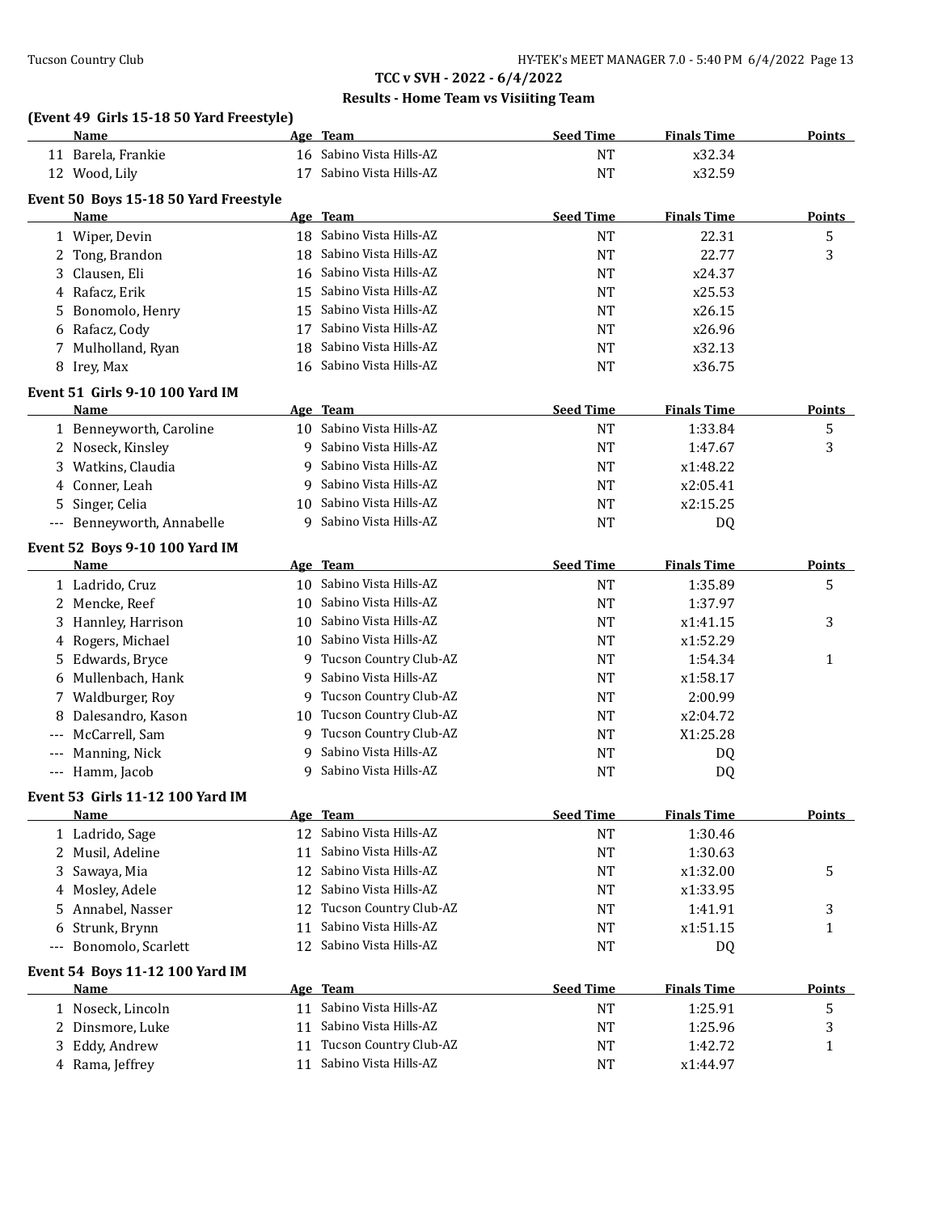**TCC v SVH - 2022 - 6/4/2022**

**Results - Home Team vs Visiiting Team**

### (Event 49 Girls 15-18 50 Yard Freestyle)

| | Name | Age | Team | Seed Time | Finals Time | Points |
|---|---|---|---|---|---|---|
| 11 | Barela, Frankie | 16 | Sabino Vista Hills-AZ | NT | x32.34 | |
| 12 | Wood, Lily | 17 | Sabino Vista Hills-AZ | NT | x32.59 | |

### Event 50 Boys 15-18 50 Yard Freestyle

| | Name | Age | Team | Seed Time | Finals Time | Points |
|---|---|---|---|---|---|---|
| 1 | Wiper, Devin | 18 | Sabino Vista Hills-AZ | NT | 22.31 | 5 |
| 2 | Tong, Brandon | 18 | Sabino Vista Hills-AZ | NT | 22.77 | 3 |
| 3 | Clausen, Eli | 16 | Sabino Vista Hills-AZ | NT | x24.37 | |
| 4 | Rafacz, Erik | 15 | Sabino Vista Hills-AZ | NT | x25.53 | |
| 5 | Bonomolo, Henry | 15 | Sabino Vista Hills-AZ | NT | x26.15 | |
| 6 | Rafacz, Cody | 17 | Sabino Vista Hills-AZ | NT | x26.96 | |
| 7 | Mulholland, Ryan | 18 | Sabino Vista Hills-AZ | NT | x32.13 | |
| 8 | Irey, Max | 16 | Sabino Vista Hills-AZ | NT | x36.75 | |

### Event 51 Girls 9-10 100 Yard IM

| | Name | Age | Team | Seed Time | Finals Time | Points |
|---|---|---|---|---|---|---|
| 1 | Benneyworth, Caroline | 10 | Sabino Vista Hills-AZ | NT | 1:33.84 | 5 |
| 2 | Noseck, Kinsley | 9 | Sabino Vista Hills-AZ | NT | 1:47.67 | 3 |
| 3 | Watkins, Claudia | 9 | Sabino Vista Hills-AZ | NT | x1:48.22 | |
| 4 | Conner, Leah | 9 | Sabino Vista Hills-AZ | NT | x2:05.41 | |
| 5 | Singer, Celia | 10 | Sabino Vista Hills-AZ | NT | x2:15.25 | |
| --- | Benneyworth, Annabelle | 9 | Sabino Vista Hills-AZ | NT | DQ | |

### Event 52 Boys 9-10 100 Yard IM

| | Name | Age | Team | Seed Time | Finals Time | Points |
|---|---|---|---|---|---|---|
| 1 | Ladrido, Cruz | 10 | Sabino Vista Hills-AZ | NT | 1:35.89 | 5 |
| 2 | Mencke, Reef | 10 | Sabino Vista Hills-AZ | NT | 1:37.97 | |
| 3 | Hannley, Harrison | 10 | Sabino Vista Hills-AZ | NT | x1:41.15 | 3 |
| 4 | Rogers, Michael | 10 | Sabino Vista Hills-AZ | NT | x1:52.29 | |
| 5 | Edwards, Bryce | 9 | Tucson Country Club-AZ | NT | 1:54.34 | 1 |
| 6 | Mullenbach, Hank | 9 | Sabino Vista Hills-AZ | NT | x1:58.17 | |
| 7 | Waldburger, Roy | 9 | Tucson Country Club-AZ | NT | 2:00.99 | |
| 8 | Dalesandro, Kason | 10 | Tucson Country Club-AZ | NT | x2:04.72 | |
| --- | McCarrell, Sam | 9 | Tucson Country Club-AZ | NT | X1:25.28 | |
| --- | Manning, Nick | 9 | Sabino Vista Hills-AZ | NT | DQ | |
| --- | Hamm, Jacob | 9 | Sabino Vista Hills-AZ | NT | DQ | |

### Event 53 Girls 11-12 100 Yard IM

| | Name | Age | Team | Seed Time | Finals Time | Points |
|---|---|---|---|---|---|---|
| 1 | Ladrido, Sage | 12 | Sabino Vista Hills-AZ | NT | 1:30.46 | |
| 2 | Musil, Adeline | 11 | Sabino Vista Hills-AZ | NT | 1:30.63 | |
| 3 | Sawaya, Mia | 12 | Sabino Vista Hills-AZ | NT | x1:32.00 | 5 |
| 4 | Mosley, Adele | 12 | Sabino Vista Hills-AZ | NT | x1:33.95 | |
| 5 | Annabel, Nasser | 12 | Tucson Country Club-AZ | NT | 1:41.91 | 3 |
| 6 | Strunk, Brynn | 11 | Sabino Vista Hills-AZ | NT | x1:51.15 | 1 |
| --- | Bonomolo, Scarlett | 12 | Sabino Vista Hills-AZ | NT | DQ | |

### Event 54 Boys 11-12 100 Yard IM

| | Name | Age | Team | Seed Time | Finals Time | Points |
|---|---|---|---|---|---|---|
| 1 | Noseck, Lincoln | 11 | Sabino Vista Hills-AZ | NT | 1:25.91 | 5 |
| 2 | Dinsmore, Luke | 11 | Sabino Vista Hills-AZ | NT | 1:25.96 | 3 |
| 3 | Eddy, Andrew | 11 | Tucson Country Club-AZ | NT | 1:42.72 | 1 |
| 4 | Rama, Jeffrey | 11 | Sabino Vista Hills-AZ | NT | x1:44.97 | |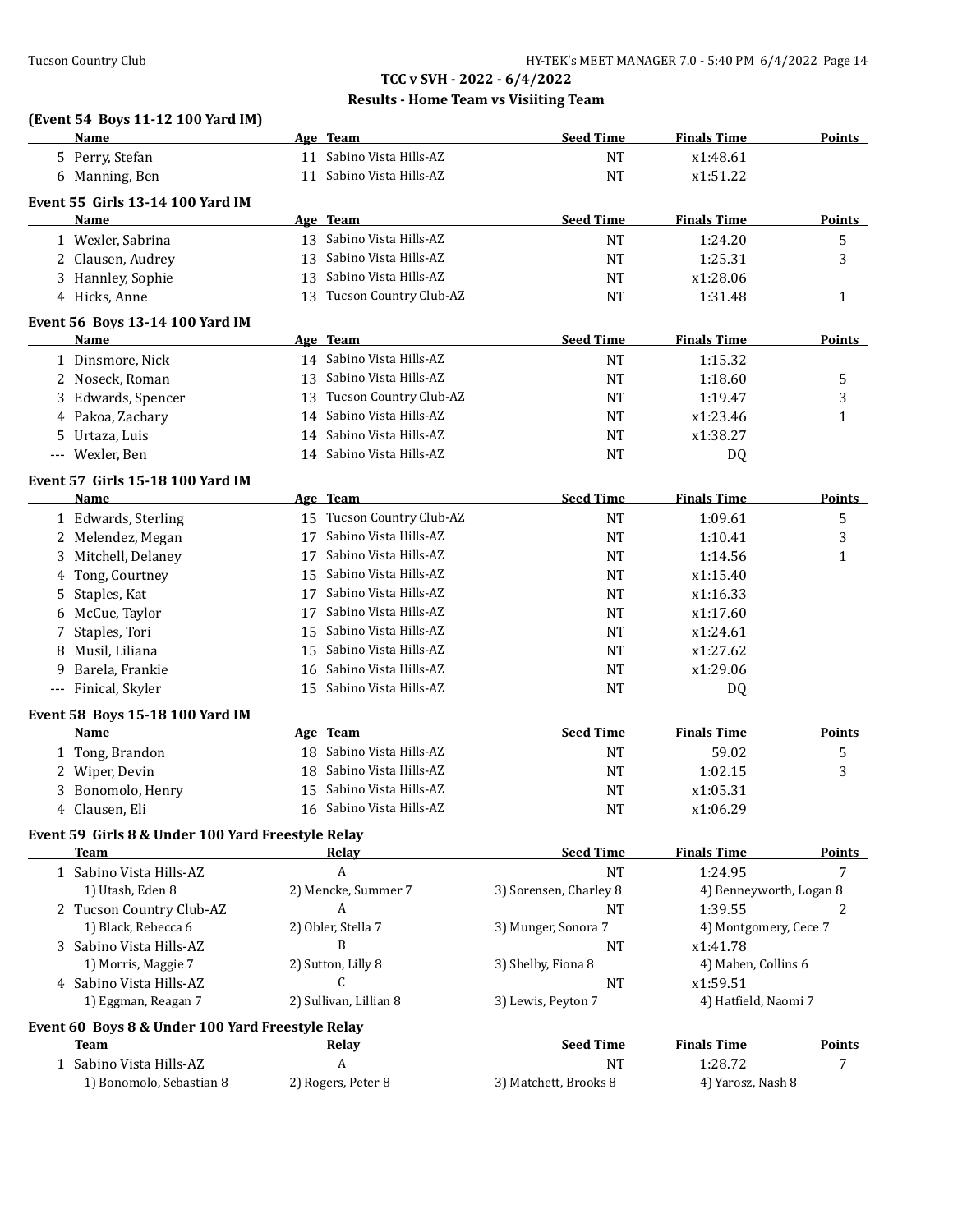**TCC v SVH - 2022 - 6/4/2022**

**Results - Home Team vs Visiiting Team**

### (Event 54 Boys 11-12 100 Yard IM)

| | Name | Age | Team | Seed Time | Finals Time | Points |
|---|---|---|---|---|---|---|
| 5 | Perry, Stefan | 11 | Sabino Vista Hills-AZ | NT | x1:48.61 | |
| 6 | Manning, Ben | 11 | Sabino Vista Hills-AZ | NT | x1:51.22 | |

### Event 55 Girls 13-14 100 Yard IM

| | Name | Age | Team | Seed Time | Finals Time | Points |
|---|---|---|---|---|---|---|
| 1 | Wexler, Sabrina | 13 | Sabino Vista Hills-AZ | NT | 1:24.20 | 5 |
| 2 | Clausen, Audrey | 13 | Sabino Vista Hills-AZ | NT | 1:25.31 | 3 |
| 3 | Hannley, Sophie | 13 | Sabino Vista Hills-AZ | NT | x1:28.06 | |
| 4 | Hicks, Anne | 13 | Tucson Country Club-AZ | NT | 1:31.48 | 1 |

### Event 56 Boys 13-14 100 Yard IM

| | Name | Age | Team | Seed Time | Finals Time | Points |
|---|---|---|---|---|---|---|
| 1 | Dinsmore, Nick | 14 | Sabino Vista Hills-AZ | NT | 1:15.32 | |
| 2 | Noseck, Roman | 13 | Sabino Vista Hills-AZ | NT | 1:18.60 | 5 |
| 3 | Edwards, Spencer | 13 | Tucson Country Club-AZ | NT | 1:19.47 | 3 |
| 4 | Pakoa, Zachary | 14 | Sabino Vista Hills-AZ | NT | x1:23.46 | 1 |
| 5 | Urtaza, Luis | 14 | Sabino Vista Hills-AZ | NT | x1:38.27 | |
| --- | Wexler, Ben | 14 | Sabino Vista Hills-AZ | NT | DQ | |

### Event 57 Girls 15-18 100 Yard IM

| | Name | Age | Team | Seed Time | Finals Time | Points |
|---|---|---|---|---|---|---|
| 1 | Edwards, Sterling | 15 | Tucson Country Club-AZ | NT | 1:09.61 | 5 |
| 2 | Melendez, Megan | 17 | Sabino Vista Hills-AZ | NT | 1:10.41 | 3 |
| 3 | Mitchell, Delaney | 17 | Sabino Vista Hills-AZ | NT | 1:14.56 | 1 |
| 4 | Tong, Courtney | 15 | Sabino Vista Hills-AZ | NT | x1:15.40 | |
| 5 | Staples, Kat | 17 | Sabino Vista Hills-AZ | NT | x1:16.33 | |
| 6 | McCue, Taylor | 17 | Sabino Vista Hills-AZ | NT | x1:17.60 | |
| 7 | Staples, Tori | 15 | Sabino Vista Hills-AZ | NT | x1:24.61 | |
| 8 | Musil, Liliana | 15 | Sabino Vista Hills-AZ | NT | x1:27.62 | |
| 9 | Barela, Frankie | 16 | Sabino Vista Hills-AZ | NT | x1:29.06 | |
| --- | Finical, Skyler | 15 | Sabino Vista Hills-AZ | NT | DQ | |

### Event 58 Boys 15-18 100 Yard IM

| | Name | Age | Team | Seed Time | Finals Time | Points |
|---|---|---|---|---|---|---|
| 1 | Tong, Brandon | 18 | Sabino Vista Hills-AZ | NT | 59.02 | 5 |
| 2 | Wiper, Devin | 18 | Sabino Vista Hills-AZ | NT | 1:02.15 | 3 |
| 3 | Bonomolo, Henry | 15 | Sabino Vista Hills-AZ | NT | x1:05.31 | |
| 4 | Clausen, Eli | 16 | Sabino Vista Hills-AZ | NT | x1:06.29 | |

### Event 59 Girls 8 & Under 100 Yard Freestyle Relay

| | Team | Relay | Seed Time | Finals Time | Points |
|---|---|---|---|---|---|
| 1 | Sabino Vista Hills-AZ | A | NT | 1:24.95 | 7 |
| | 1) Utash, Eden 8 | 2) Mencke, Summer 7 | 3) Sorensen, Charley 8 | 4) Benneyworth, Logan 8 | |
| 2 | Tucson Country Club-AZ | A | NT | 1:39.55 | 2 |
| | 1) Black, Rebecca 6 | 2) Obler, Stella 7 | 3) Munger, Sonora 7 | 4) Montgomery, Cece 7 | |
| 3 | Sabino Vista Hills-AZ | B | NT | x1:41.78 | |
| | 1) Morris, Maggie 7 | 2) Sutton, Lilly 8 | 3) Shelby, Fiona 8 | 4) Maben, Collins 6 | |
| 4 | Sabino Vista Hills-AZ | C | NT | x1:59.51 | |
| | 1) Eggman, Reagan 7 | 2) Sullivan, Lillian 8 | 3) Lewis, Peyton 7 | 4) Hatfield, Naomi 7 | |

### Event 60 Boys 8 & Under 100 Yard Freestyle Relay

| | Team | Relay | Seed Time | Finals Time | Points |
|---|---|---|---|---|---|
| 1 | Sabino Vista Hills-AZ | A | NT | 1:28.72 | 7 |
| | 1) Bonomolo, Sebastian 8 | 2) Rogers, Peter 8 | 3) Matchett, Brooks 8 | 4) Yarosz, Nash 8 | |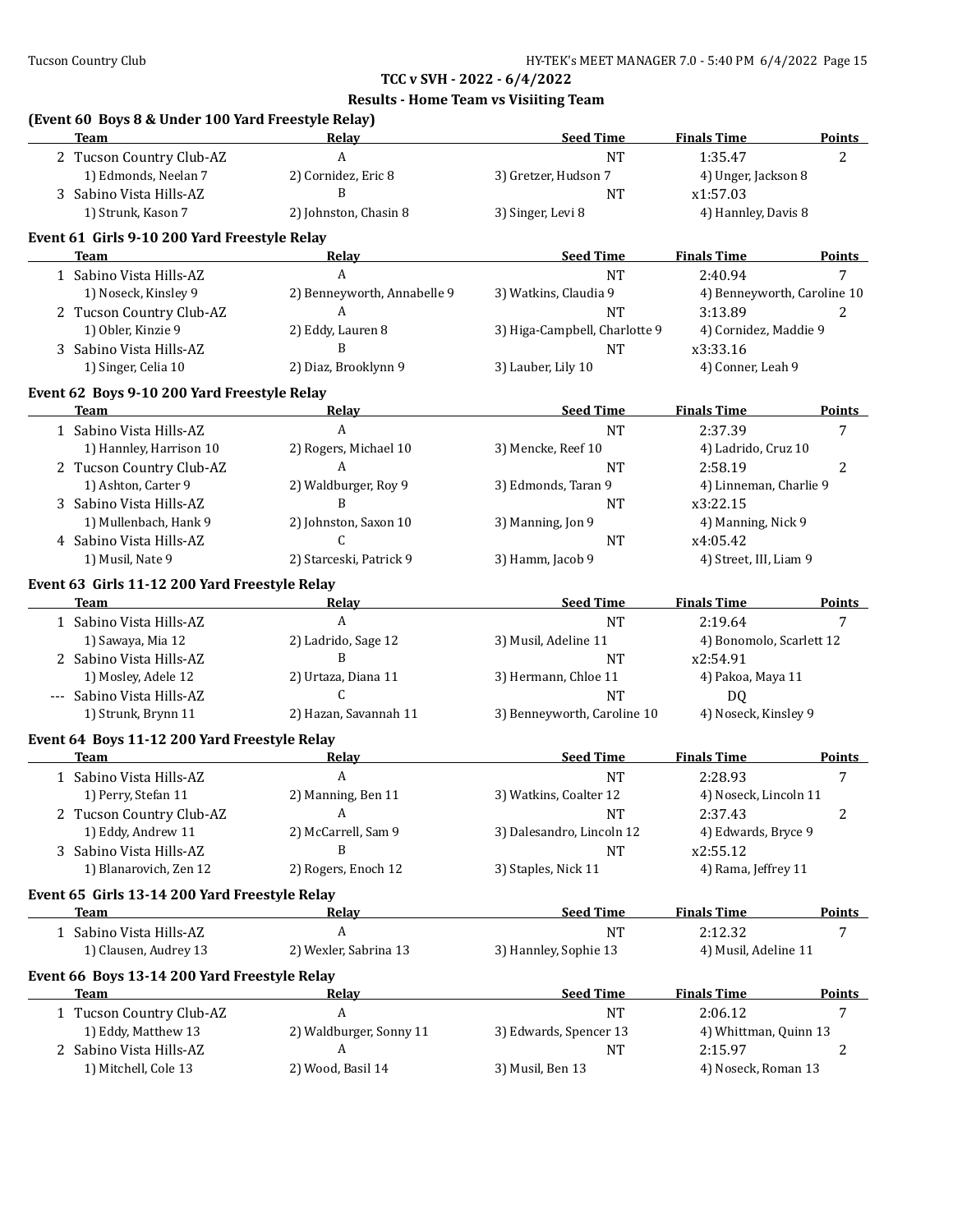## TCC v SVH - 2022 - 6/4/2022

## Results - Home Team vs Visiiting Team

### (Event 60 Boys 8 & Under 100 Yard Freestyle Relay)

| | Team | Relay | Seed Time | Finals Time | Points |
|---|---|---|---|---|---|
| 2 | Tucson Country Club-AZ | A | NT | 1:35.47 | 2 |
| | 1) Edmonds, Neelan 7 | 2) Cornidez, Eric 8 | 3) Gretzer, Hudson 7 | 4) Unger, Jackson 8 | |
| 3 | Sabino Vista Hills-AZ | B | NT | x1:57.03 | |
| | 1) Strunk, Kason 7 | 2) Johnston, Chasin 8 | 3) Singer, Levi 8 | 4) Hannley, Davis 8 | |

### Event 61 Girls 9-10 200 Yard Freestyle Relay

| | Team | Relay | Seed Time | Finals Time | Points |
|---|---|---|---|---|---|
| 1 | Sabino Vista Hills-AZ | A | NT | 2:40.94 | 7 |
| | 1) Noseck, Kinsley 9 | 2) Benneyworth, Annabelle 9 | 3) Watkins, Claudia 9 | 4) Benneyworth, Caroline 10 | |
| 2 | Tucson Country Club-AZ | A | NT | 3:13.89 | 2 |
| | 1) Obler, Kinzie 9 | 2) Eddy, Lauren 8 | 3) Higa-Campbell, Charlotte 9 | 4) Cornidez, Maddie 9 | |
| 3 | Sabino Vista Hills-AZ | B | NT | x3:33.16 | |
| | 1) Singer, Celia 10 | 2) Diaz, Brooklynn 9 | 3) Lauber, Lily 10 | 4) Conner, Leah 9 | |

### Event 62 Boys 9-10 200 Yard Freestyle Relay

| | Team | Relay | Seed Time | Finals Time | Points |
|---|---|---|---|---|---|
| 1 | Sabino Vista Hills-AZ | A | NT | 2:37.39 | 7 |
| | 1) Hannley, Harrison 10 | 2) Rogers, Michael 10 | 3) Mencke, Reef 10 | 4) Ladrido, Cruz 10 | |
| 2 | Tucson Country Club-AZ | A | NT | 2:58.19 | 2 |
| | 1) Ashton, Carter 9 | 2) Waldburger, Roy 9 | 3) Edmonds, Taran 9 | 4) Linneman, Charlie 9 | |
| 3 | Sabino Vista Hills-AZ | B | NT | x3:22.15 | |
| | 1) Mullenbach, Hank 9 | 2) Johnston, Saxon 10 | 3) Manning, Jon 9 | 4) Manning, Nick 9 | |
| 4 | Sabino Vista Hills-AZ | C | NT | x4:05.42 | |
| | 1) Musil, Nate 9 | 2) Starceski, Patrick 9 | 3) Hamm, Jacob 9 | 4) Street, III, Liam 9 | |

### Event 63 Girls 11-12 200 Yard Freestyle Relay

| | Team | Relay | Seed Time | Finals Time | Points |
|---|---|---|---|---|---|
| 1 | Sabino Vista Hills-AZ | A | NT | 2:19.64 | 7 |
| | 1) Sawaya, Mia 12 | 2) Ladrido, Sage 12 | 3) Musil, Adeline 11 | 4) Bonomolo, Scarlett 12 | |
| 2 | Sabino Vista Hills-AZ | B | NT | x2:54.91 | |
| | 1) Mosley, Adele 12 | 2) Urtaza, Diana 11 | 3) Hermann, Chloe 11 | 4) Pakoa, Maya 11 | |
| --- | Sabino Vista Hills-AZ | C | NT | DQ | |
| | 1) Strunk, Brynn 11 | 2) Hazan, Savannah 11 | 3) Benneyworth, Caroline 10 | 4) Noseck, Kinsley 9 | |

### Event 64 Boys 11-12 200 Yard Freestyle Relay

| | Team | Relay | Seed Time | Finals Time | Points |
|---|---|---|---|---|---|
| 1 | Sabino Vista Hills-AZ | A | NT | 2:28.93 | 7 |
| | 1) Perry, Stefan 11 | 2) Manning, Ben 11 | 3) Watkins, Coalter 12 | 4) Noseck, Lincoln 11 | |
| 2 | Tucson Country Club-AZ | A | NT | 2:37.43 | 2 |
| | 1) Eddy, Andrew 11 | 2) McCarrell, Sam 9 | 3) Dalesandro, Lincoln 12 | 4) Edwards, Bryce 9 | |
| 3 | Sabino Vista Hills-AZ | B | NT | x2:55.12 | |
| | 1) Blanarovich, Zen 12 | 2) Rogers, Enoch 12 | 3) Staples, Nick 11 | 4) Rama, Jeffrey 11 | |

### Event 65 Girls 13-14 200 Yard Freestyle Relay

| | Team | Relay | Seed Time | Finals Time | Points |
|---|---|---|---|---|---|
| 1 | Sabino Vista Hills-AZ | A | NT | 2:12.32 | 7 |
| | 1) Clausen, Audrey 13 | 2) Wexler, Sabrina 13 | 3) Hannley, Sophie 13 | 4) Musil, Adeline 11 | |

### Event 66 Boys 13-14 200 Yard Freestyle Relay

| | Team | Relay | Seed Time | Finals Time | Points |
|---|---|---|---|---|---|
| 1 | Tucson Country Club-AZ | A | NT | 2:06.12 | 7 |
| | 1) Eddy, Matthew 13 | 2) Waldburger, Sonny 11 | 3) Edwards, Spencer 13 | 4) Whittman, Quinn 13 | |
| 2 | Sabino Vista Hills-AZ | A | NT | 2:15.97 | 2 |
| | 1) Mitchell, Cole 13 | 2) Wood, Basil 14 | 3) Musil, Ben 13 | 4) Noseck, Roman 13 | |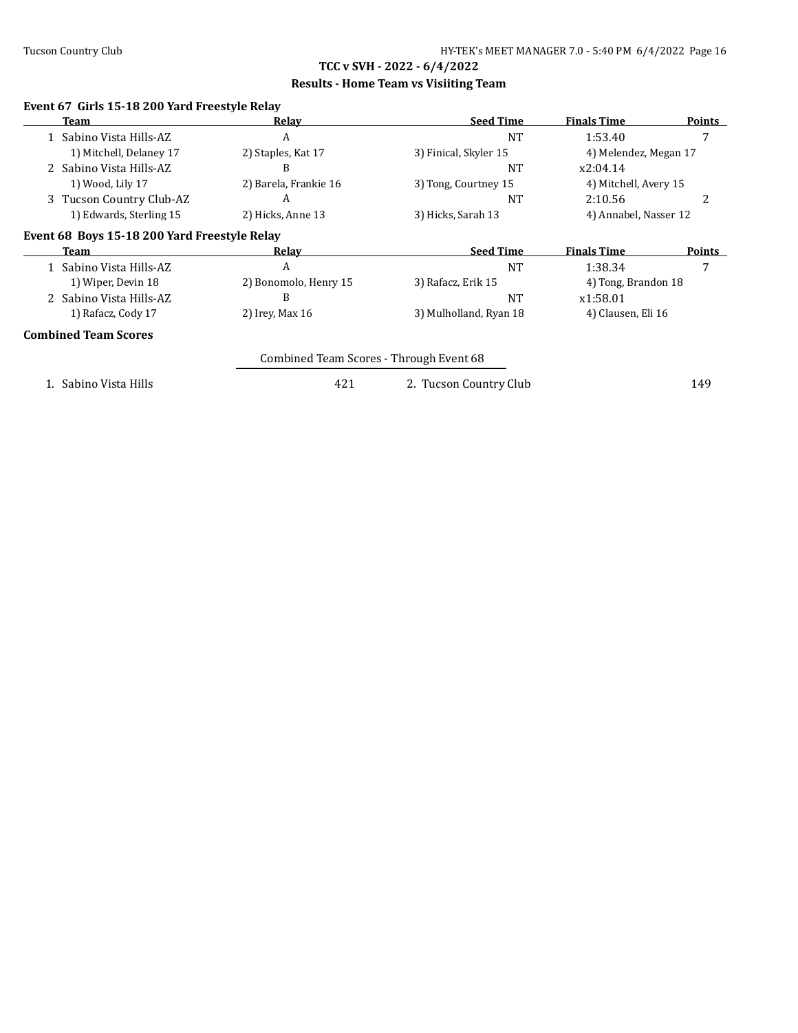**TCC v SVH - 2022 - 6/4/2022**

**Results - Home Team vs Visiiting Team**

### Event 67 Girls 15-18 200 Yard Freestyle Relay

| | Team | Relay | Seed Time | Finals Time | Points |
|---|---|---|---|---|---|
| 1 | Sabino Vista Hills-AZ | A | NT | 1:53.40 | 7 |
| | 1) Mitchell, Delaney 17 | 2) Staples, Kat 17 | 3) Finical, Skyler 15 | 4) Melendez, Megan 17 | |
| 2 | Sabino Vista Hills-AZ | B | NT | x2:04.14 | |
| | 1) Wood, Lily 17 | 2) Barela, Frankie 16 | 3) Tong, Courtney 15 | 4) Mitchell, Avery 15 | |
| 3 | Tucson Country Club-AZ | A | NT | 2:10.56 | 2 |
| | 1) Edwards, Sterling 15 | 2) Hicks, Anne 13 | 3) Hicks, Sarah 13 | 4) Annabel, Nasser 12 | |

### Event 68 Boys 15-18 200 Yard Freestyle Relay

| | Team | Relay | Seed Time | Finals Time | Points |
|---|---|---|---|---|---|
| 1 | Sabino Vista Hills-AZ | A | NT | 1:38.34 | 7 |
| | 1) Wiper, Devin 18 | 2) Bonomolo, Henry 15 | 3) Rafacz, Erik 15 | 4) Tong, Brandon 18 | |
| 2 | Sabino Vista Hills-AZ | B | NT | x1:58.01 | |
| | 1) Rafacz, Cody 17 | 2) Irey, Max 16 | 3) Mulholland, Ryan 18 | 4) Clausen, Eli 16 | |

### Combined Team Scores

Combined Team Scores - Through Event 68

| | | | |
|---|---|---|---|
| 1. Sabino Vista Hills | 421 | 2. Tucson Country Club | 149 |